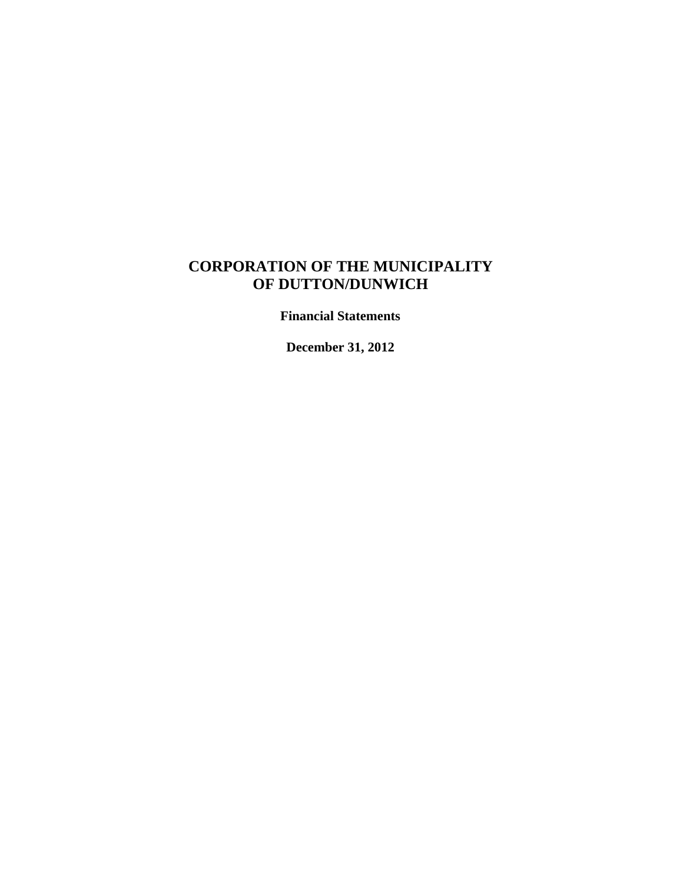# CORPORATION OF THE MUNICIPALITY OF DUTTON/DUNWICH

**Financial Statements**

**December 31, 2012**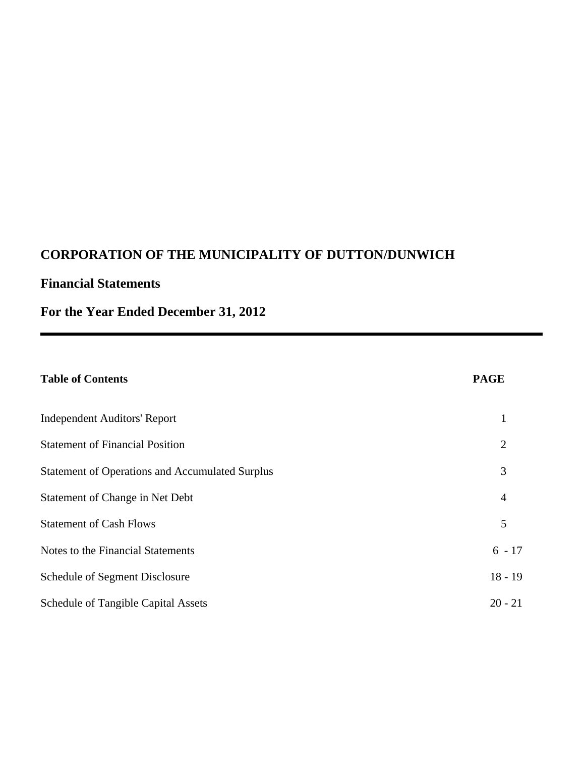# CORPORATION OF THE MUNICIPALITY OF DUTTON/DUNWICH

## Financial Statements

## For the Year Ended December 31, 2012

---

| Table of Contents | PAGE |
|---|---|
| Independent Auditors' Report | 1 |
| Statement of Financial Position | 2 |
| Statement of Operations and Accumulated Surplus | 3 |
| Statement of Change in Net Debt | 4 |
| Statement of Cash Flows | 5 |
| Notes to the Financial Statements | 6 - 17 |
| Schedule of Segment Disclosure | 18 - 19 |
| Schedule of Tangible Capital Assets | 20 - 21 |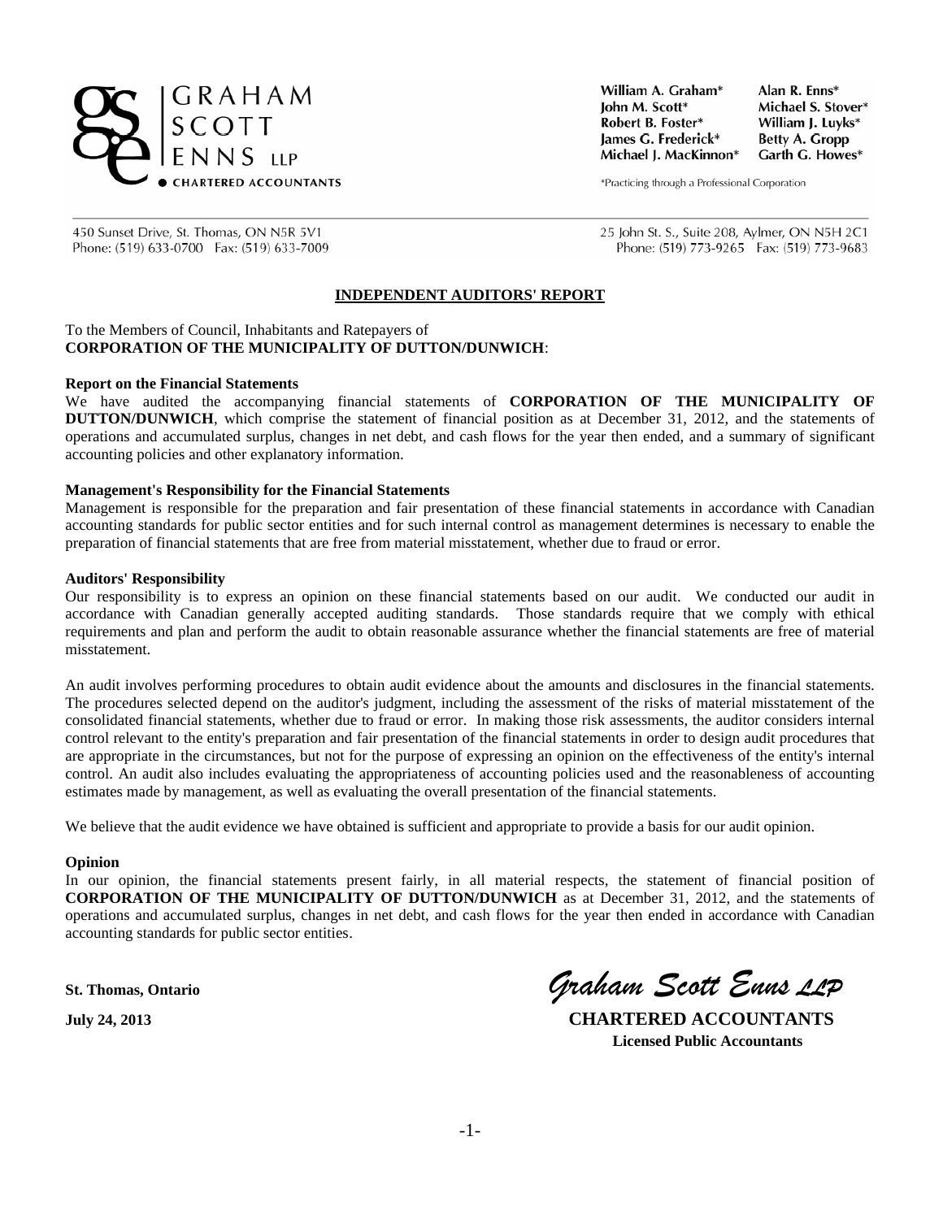GRAHAM SCOTT ENNS LLP
CHARTERED ACCOUNTANTS

William A. Graham* Alan R. Enns*
John M. Scott* Michael S. Stover*
Robert B. Foster* William J. Luyks*
James G. Frederick* Betty A. Gropp
Michael J. MacKinnon* Garth G. Howes*

*Practicing through a Professional Corporation

450 Sunset Drive, St. Thomas, ON N5R 5V1
Phone: (519) 633-0700 Fax: (519) 633-7009

25 John St. S., Suite 208, Aylmer, ON N5H 2C1
Phone: (519) 773-9265 Fax: (519) 773-9683

## INDEPENDENT AUDITORS' REPORT

To the Members of Council, Inhabitants and Ratepayers of
**CORPORATION OF THE MUNICIPALITY OF DUTTON/DUNWICH**:

**Report on the Financial Statements**

We have audited the accompanying financial statements of **CORPORATION OF THE MUNICIPALITY OF DUTTON/DUNWICH**, which comprise the statement of financial position as at December 31, 2012, and the statements of operations and accumulated surplus, changes in net debt, and cash flows for the year then ended, and a summary of significant accounting policies and other explanatory information.

**Management's Responsibility for the Financial Statements**

Management is responsible for the preparation and fair presentation of these financial statements in accordance with Canadian accounting standards for public sector entities and for such internal control as management determines is necessary to enable the preparation of financial statements that are free from material misstatement, whether due to fraud or error.

**Auditors' Responsibility**

Our responsibility is to express an opinion on these financial statements based on our audit. We conducted our audit in accordance with Canadian generally accepted auditing standards. Those standards require that we comply with ethical requirements and plan and perform the audit to obtain reasonable assurance whether the financial statements are free of material misstatement.

An audit involves performing procedures to obtain audit evidence about the amounts and disclosures in the financial statements. The procedures selected depend on the auditor's judgment, including the assessment of the risks of material misstatement of the consolidated financial statements, whether due to fraud or error. In making those risk assessments, the auditor considers internal control relevant to the entity's preparation and fair presentation of the financial statements in order to design audit procedures that are appropriate in the circumstances, but not for the purpose of expressing an opinion on the effectiveness of the entity's internal control. An audit also includes evaluating the appropriateness of accounting policies used and the reasonableness of accounting estimates made by management, as well as evaluating the overall presentation of the financial statements.

We believe that the audit evidence we have obtained is sufficient and appropriate to provide a basis for our audit opinion.

**Opinion**

In our opinion, the financial statements present fairly, in all material respects, the statement of financial position of **CORPORATION OF THE MUNICIPALITY OF DUTTON/DUNWICH** as at December 31, 2012, and the statements of operations and accumulated surplus, changes in net debt, and cash flows for the year then ended in accordance with Canadian accounting standards for public sector entities.

**St. Thomas, Ontario**

**July 24, 2013**

*Graham Scott Enns LLP*

**CHARTERED ACCOUNTANTS**
**Licensed Public Accountants**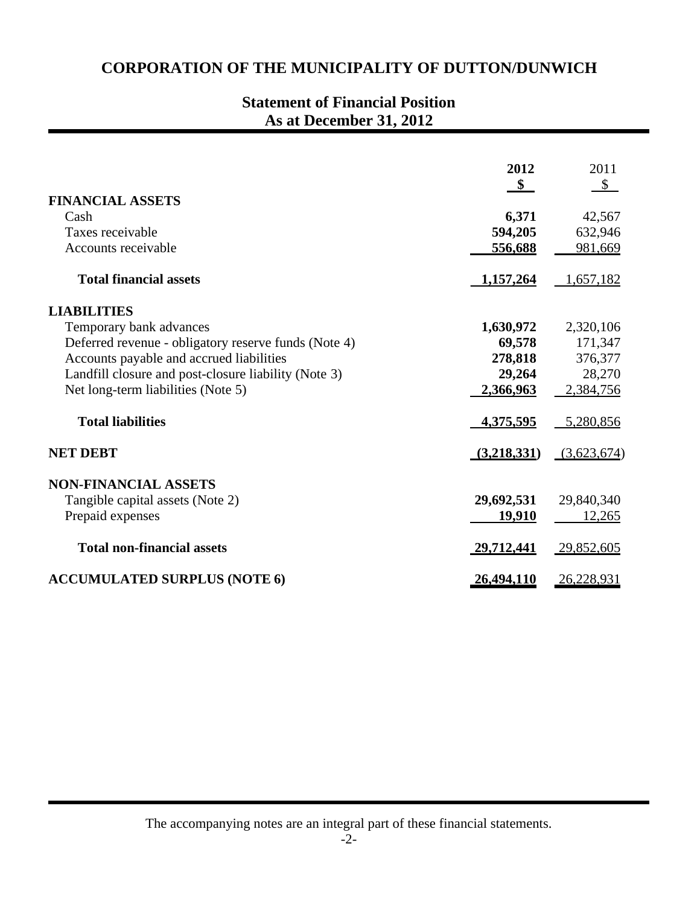# CORPORATION OF THE MUNICIPALITY OF DUTTON/DUNWICH

## Statement of Financial Position
## As at December 31, 2012

| | 2012 | 2011 |
|---|---|---|
| | **$** | $ |
| **FINANCIAL ASSETS** | | |
| Cash | **6,371** | 42,567 |
| Taxes receivable | **594,205** | 632,946 |
| Accounts receivable | **556,688** | 981,669 |
| **Total financial assets** | **1,157,264** | 1,657,182 |
| **LIABILITIES** | | |
| Temporary bank advances | **1,630,972** | 2,320,106 |
| Deferred revenue - obligatory reserve funds (Note 4) | **69,578** | 171,347 |
| Accounts payable and accrued liabilities | **278,818** | 376,377 |
| Landfill closure and post-closure liability (Note 3) | **29,264** | 28,270 |
| Net long-term liabilities (Note 5) | **2,366,963** | 2,384,756 |
| **Total liabilities** | **4,375,595** | 5,280,856 |
| **NET DEBT** | **(3,218,331)** | (3,623,674) |
| **NON-FINANCIAL ASSETS** | | |
| Tangible capital assets (Note 2) | **29,692,531** | 29,840,340 |
| Prepaid expenses | **19,910** | 12,265 |
| **Total non-financial assets** | **29,712,441** | 29,852,605 |
| **ACCUMULATED SURPLUS (NOTE 6)** | **26,494,110** | 26,228,931 |

The accompanying notes are an integral part of these financial statements.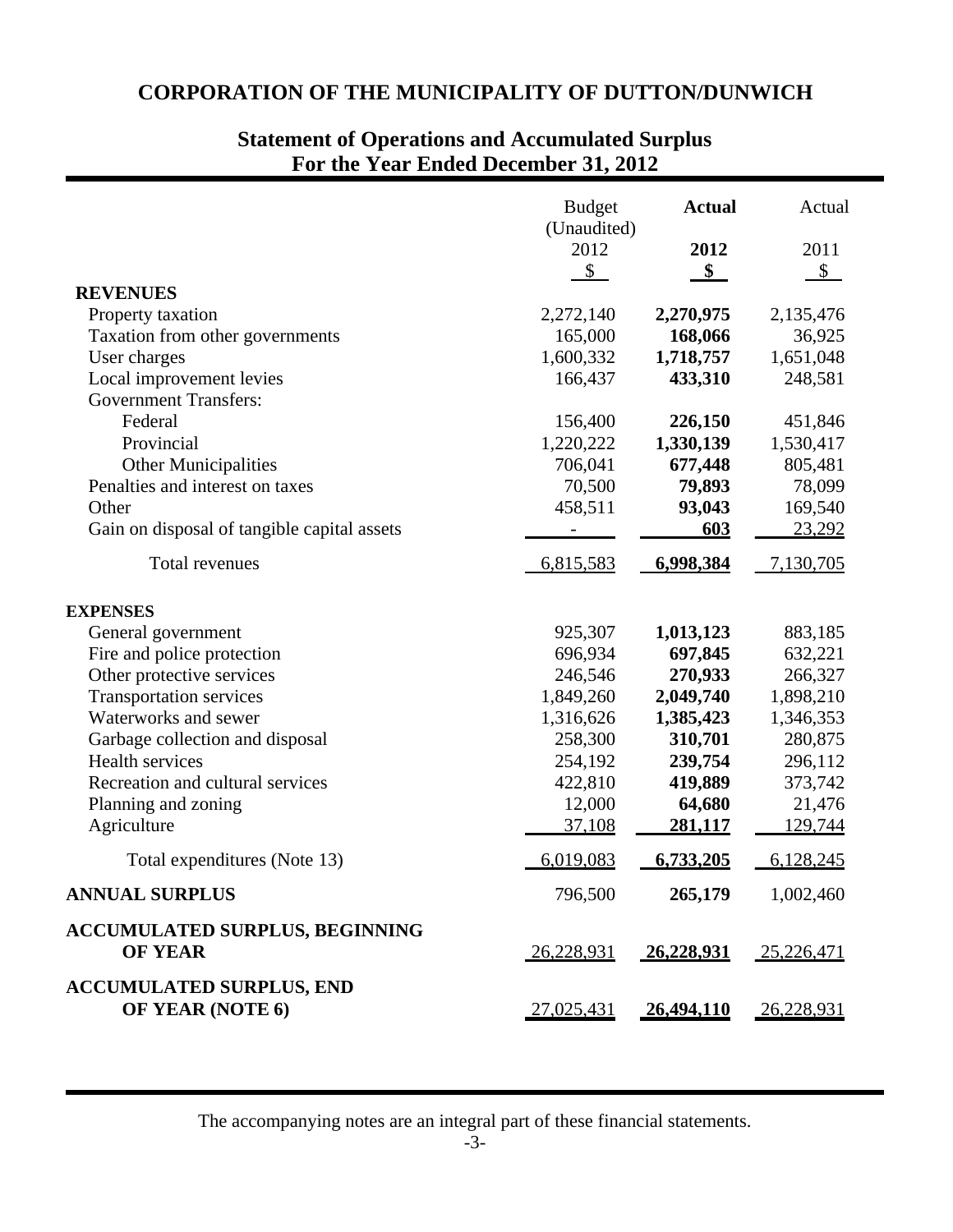# CORPORATION OF THE MUNICIPALITY OF DUTTON/DUNWICH

## Statement of Operations and Accumulated Surplus
## For the Year Ended December 31, 2012

| | Budget (Unaudited) 2012 $ | **Actual 2012 $** | Actual 2011 $ |
|---|---|---|---|
| **REVENUES** | | | |
| Property taxation | 2,272,140 | **2,270,975** | 2,135,476 |
| Taxation from other governments | 165,000 | **168,066** | 36,925 |
| User charges | 1,600,332 | **1,718,757** | 1,651,048 |
| Local improvement levies | 166,437 | **433,310** | 248,581 |
| Government Transfers: | | | |
| Federal | 156,400 | **226,150** | 451,846 |
| Provincial | 1,220,222 | **1,330,139** | 1,530,417 |
| Other Municipalities | 706,041 | **677,448** | 805,481 |
| Penalties and interest on taxes | 70,500 | **79,893** | 78,099 |
| Other | 458,511 | **93,043** | 169,540 |
| Gain on disposal of tangible capital assets | - | **603** | 23,292 |
| Total revenues | 6,815,583 | **6,998,384** | 7,130,705 |
| **EXPENSES** | | | |
| General government | 925,307 | **1,013,123** | 883,185 |
| Fire and police protection | 696,934 | **697,845** | 632,221 |
| Other protective services | 246,546 | **270,933** | 266,327 |
| Transportation services | 1,849,260 | **2,049,740** | 1,898,210 |
| Waterworks and sewer | 1,316,626 | **1,385,423** | 1,346,353 |
| Garbage collection and disposal | 258,300 | **310,701** | 280,875 |
| Health services | 254,192 | **239,754** | 296,112 |
| Recreation and cultural services | 422,810 | **419,889** | 373,742 |
| Planning and zoning | 12,000 | **64,680** | 21,476 |
| Agriculture | 37,108 | **281,117** | 129,744 |
| Total expenditures (Note 13) | 6,019,083 | **6,733,205** | 6,128,245 |
| **ANNUAL SURPLUS** | 796,500 | **265,179** | 1,002,460 |
| **ACCUMULATED SURPLUS, BEGINNING OF YEAR** | 26,228,931 | **26,228,931** | 25,226,471 |
| **ACCUMULATED SURPLUS, END OF YEAR (NOTE 6)** | 27,025,431 | **26,494,110** | 26,228,931 |

The accompanying notes are an integral part of these financial statements.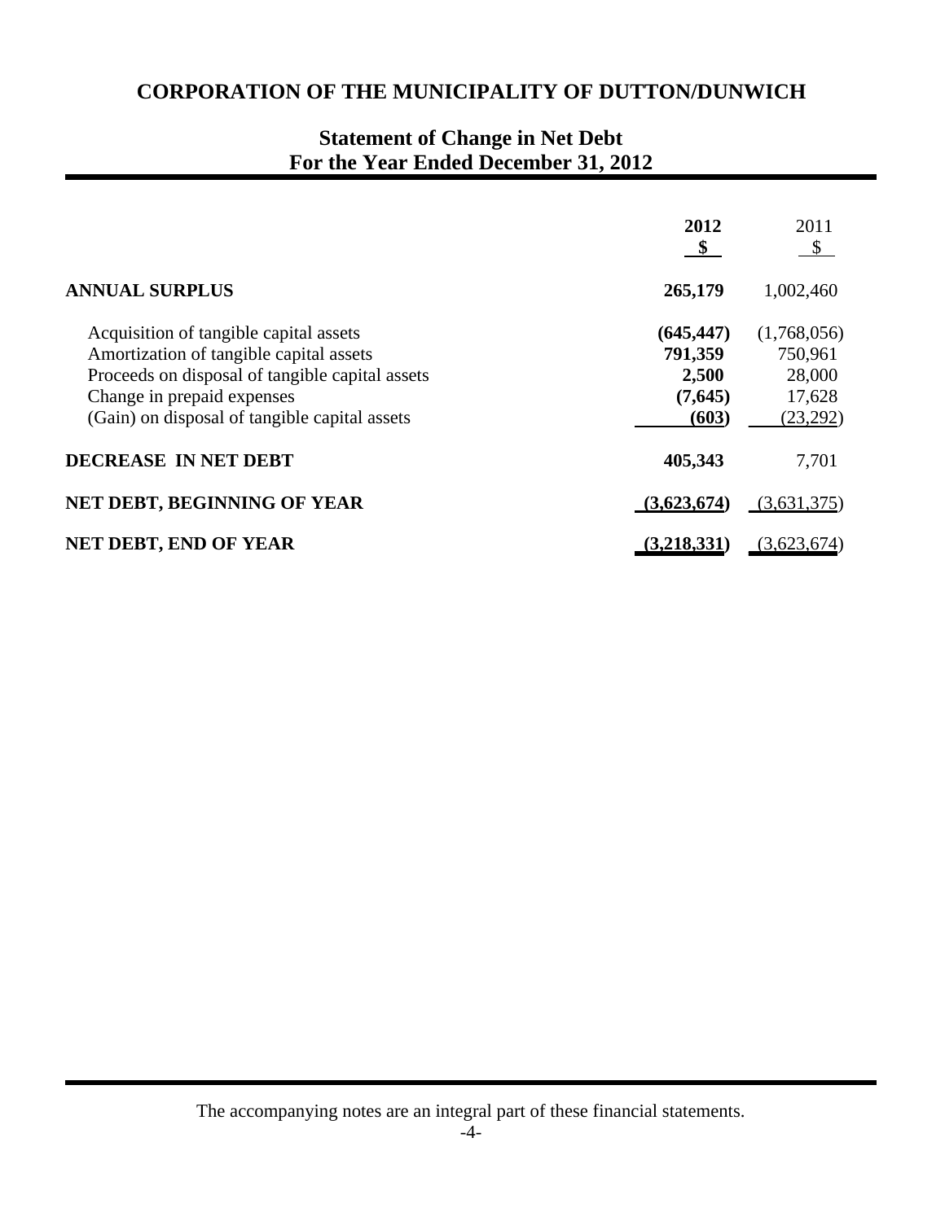# CORPORATION OF THE MUNICIPALITY OF DUTTON/DUNWICH

## Statement of Change in Net Debt
## For the Year Ended December 31, 2012

| | **2012** **$** | 2011 $ |
|---|---|---|
| **ANNUAL SURPLUS** | **265,179** | 1,002,460 |
| Acquisition of tangible capital assets | **(645,447)** | (1,768,056) |
| Amortization of tangible capital assets | **791,359** | 750,961 |
| Proceeds on disposal of tangible capital assets | **2,500** | 28,000 |
| Change in prepaid expenses | **(7,645)** | 17,628 |
| (Gain) on disposal of tangible capital assets | **(603)** | (23,292) |
| **DECREASE IN NET DEBT** | **405,343** | 7,701 |
| **NET DEBT, BEGINNING OF YEAR** | **(3,623,674)** | (3,631,375) |
| **NET DEBT, END OF YEAR** | **(3,218,331)** | (3,623,674) |

The accompanying notes are an integral part of these financial statements.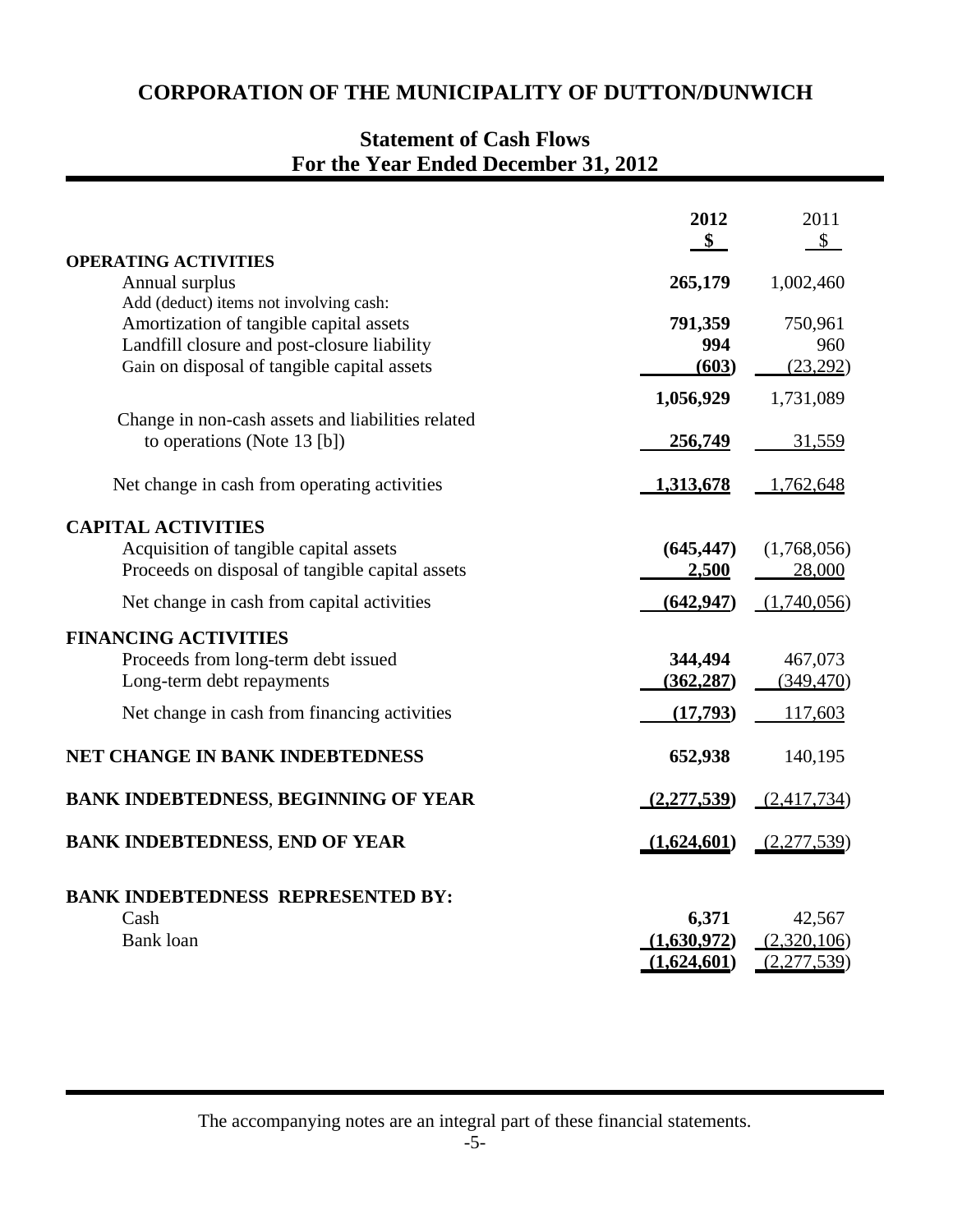# CORPORATION OF THE MUNICIPALITY OF DUTTON/DUNWICH

## Statement of Cash Flows
## For the Year Ended December 31, 2012

| | 2012 | 2011 |
|---|---|---|
| | **$** | $ |
| **OPERATING ACTIVITIES** | | |
| Annual surplus | **265,179** | 1,002,460 |
| Add (deduct) items not involving cash: | | |
| Amortization of tangible capital assets | **791,359** | 750,961 |
| Landfill closure and post-closure liability | **994** | 960 |
| Gain on disposal of tangible capital assets | **(603)** | (23,292) |
| | **1,056,929** | 1,731,089 |
| Change in non-cash assets and liabilities related to operations (Note 13 [b]) | **256,749** | 31,559 |
| Net change in cash from operating activities | **1,313,678** | 1,762,648 |
| **CAPITAL ACTIVITIES** | | |
| Acquisition of tangible capital assets | **(645,447)** | (1,768,056) |
| Proceeds on disposal of tangible capital assets | **2,500** | 28,000 |
| Net change in cash from capital activities | **(642,947)** | (1,740,056) |
| **FINANCING ACTIVITIES** | | |
| Proceeds from long-term debt issued | **344,494** | 467,073 |
| Long-term debt repayments | **(362,287)** | (349,470) |
| Net change in cash from financing activities | **(17,793)** | 117,603 |
| **NET CHANGE IN BANK INDEBTEDNESS** | **652,938** | 140,195 |
| **BANK INDEBTEDNESS, BEGINNING OF YEAR** | **(2,277,539)** | (2,417,734) |
| **BANK INDEBTEDNESS, END OF YEAR** | **(1,624,601)** | (2,277,539) |
| **BANK INDEBTEDNESS REPRESENTED BY:** | | |
| Cash | **6,371** | 42,567 |
| Bank loan | **(1,630,972)** | (2,320,106) |
| | **(1,624,601)** | (2,277,539) |

The accompanying notes are an integral part of these financial statements.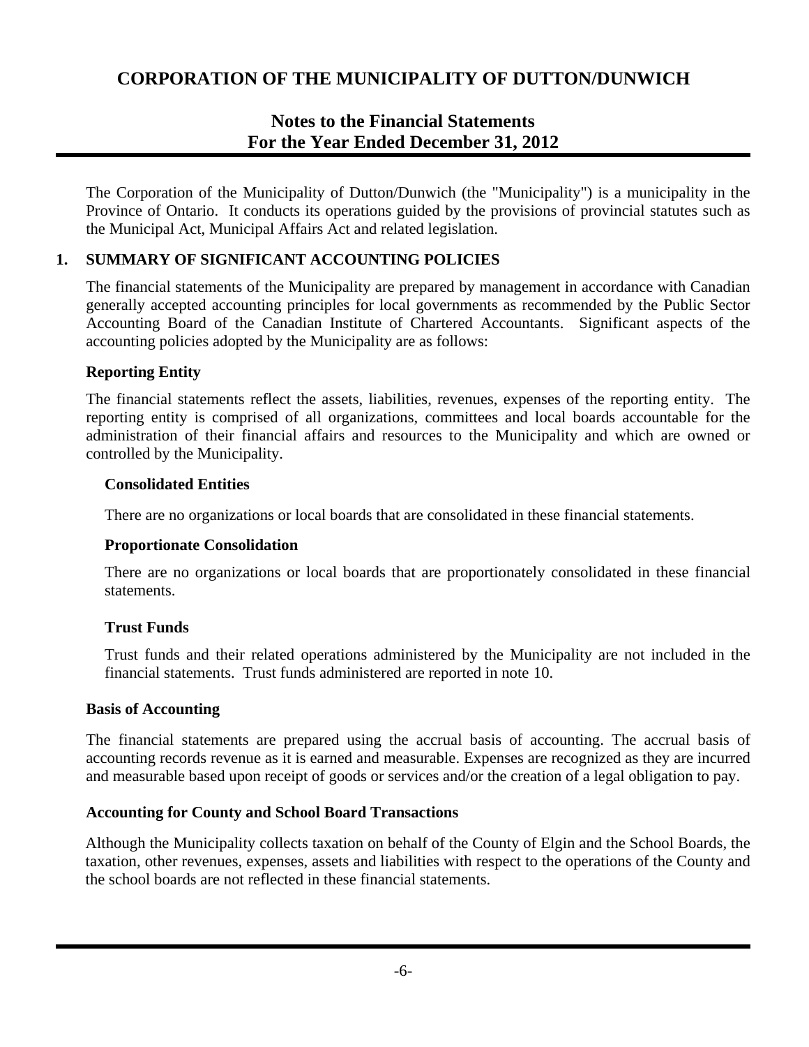# CORPORATION OF THE MUNICIPALITY OF DUTTON/DUNWICH

## Notes to the Financial Statements
## For the Year Ended December 31, 2012

The Corporation of the Municipality of Dutton/Dunwich (the "Municipality") is a municipality in the Province of Ontario. It conducts its operations guided by the provisions of provincial statutes such as the Municipal Act, Municipal Affairs Act and related legislation.

### 1. SUMMARY OF SIGNIFICANT ACCOUNTING POLICIES

The financial statements of the Municipality are prepared by management in accordance with Canadian generally accepted accounting principles for local governments as recommended by the Public Sector Accounting Board of the Canadian Institute of Chartered Accountants. Significant aspects of the accounting policies adopted by the Municipality are as follows:

**Reporting Entity**

The financial statements reflect the assets, liabilities, revenues, expenses of the reporting entity. The reporting entity is comprised of all organizations, committees and local boards accountable for the administration of their financial affairs and resources to the Municipality and which are owned or controlled by the Municipality.

**Consolidated Entities**

There are no organizations or local boards that are consolidated in these financial statements.

**Proportionate Consolidation**

There are no organizations or local boards that are proportionately consolidated in these financial statements.

**Trust Funds**

Trust funds and their related operations administered by the Municipality are not included in the financial statements. Trust funds administered are reported in note 10.

**Basis of Accounting**

The financial statements are prepared using the accrual basis of accounting. The accrual basis of accounting records revenue as it is earned and measurable. Expenses are recognized as they are incurred and measurable based upon receipt of goods or services and/or the creation of a legal obligation to pay.

**Accounting for County and School Board Transactions**

Although the Municipality collects taxation on behalf of the County of Elgin and the School Boards, the taxation, other revenues, expenses, assets and liabilities with respect to the operations of the County and the school boards are not reflected in these financial statements.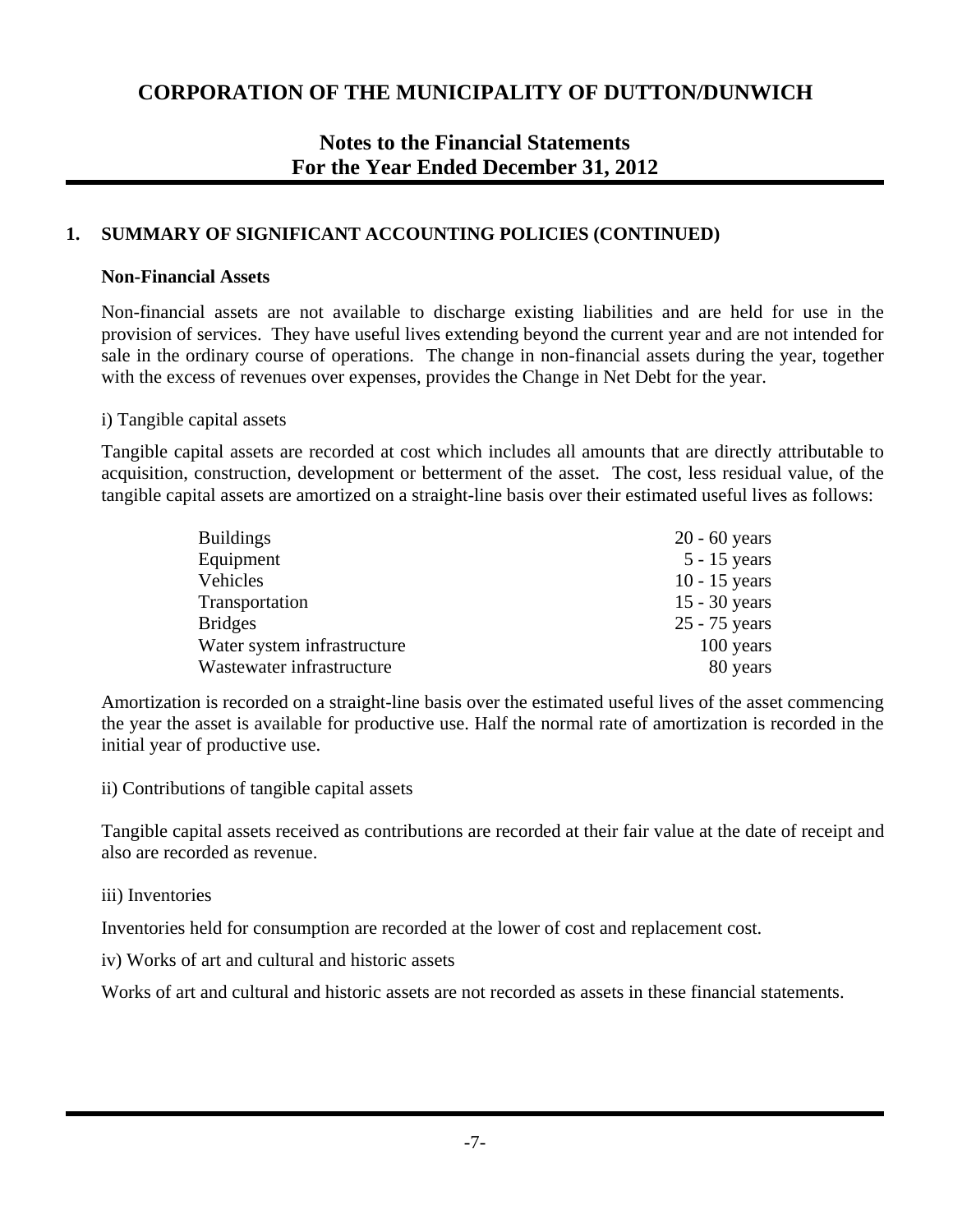# CORPORATION OF THE MUNICIPALITY OF DUTTON/DUNWICH

## Notes to the Financial Statements
## For the Year Ended December 31, 2012

### 1. SUMMARY OF SIGNIFICANT ACCOUNTING POLICIES (CONTINUED)

**Non-Financial Assets**

Non-financial assets are not available to discharge existing liabilities and are held for use in the provision of services. They have useful lives extending beyond the current year and are not intended for sale in the ordinary course of operations. The change in non-financial assets during the year, together with the excess of revenues over expenses, provides the Change in Net Debt for the year.

i) Tangible capital assets

Tangible capital assets are recorded at cost which includes all amounts that are directly attributable to acquisition, construction, development or betterment of the asset. The cost, less residual value, of the tangible capital assets are amortized on a straight-line basis over their estimated useful lives as follows:

| | |
|---|---|
| Buildings | 20 - 60 years |
| Equipment | 5 - 15 years |
| Vehicles | 10 - 15 years |
| Transportation | 15 - 30 years |
| Bridges | 25 - 75 years |
| Water system infrastructure | 100 years |
| Wastewater infrastructure | 80 years |

Amortization is recorded on a straight-line basis over the estimated useful lives of the asset commencing the year the asset is available for productive use. Half the normal rate of amortization is recorded in the initial year of productive use.

ii) Contributions of tangible capital assets

Tangible capital assets received as contributions are recorded at their fair value at the date of receipt and also are recorded as revenue.

iii) Inventories

Inventories held for consumption are recorded at the lower of cost and replacement cost.

iv) Works of art and cultural and historic assets

Works of art and cultural and historic assets are not recorded as assets in these financial statements.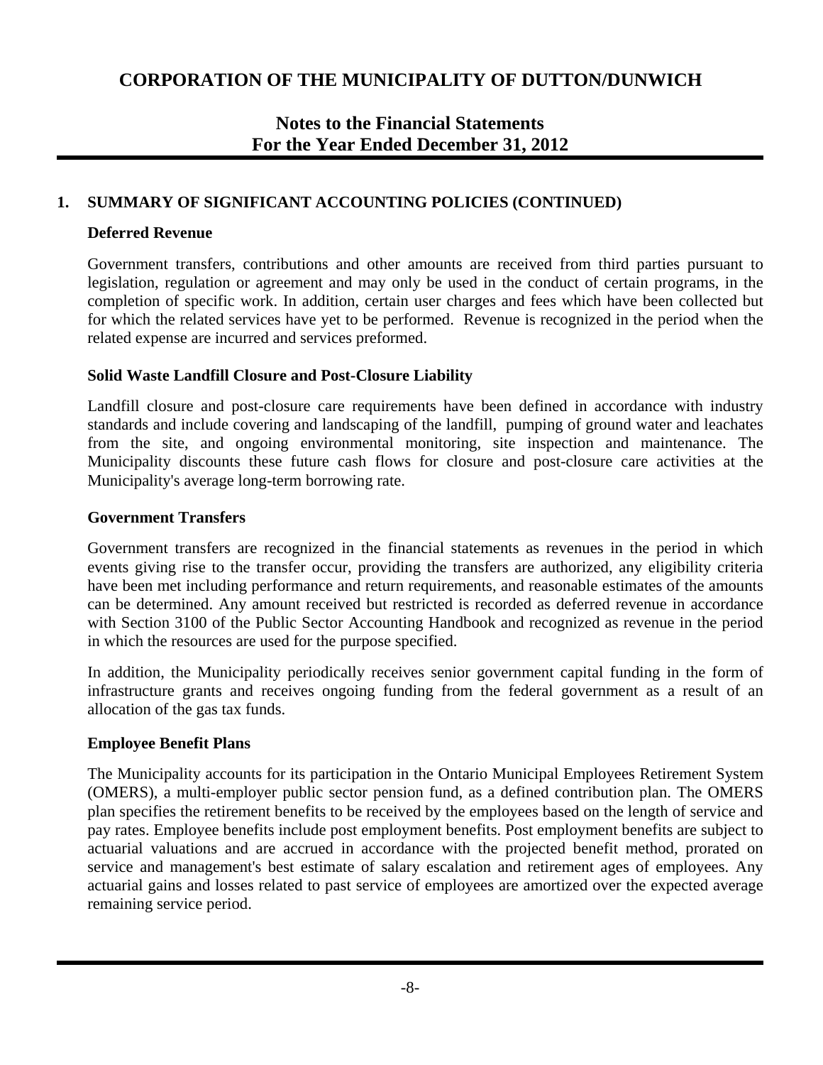# CORPORATION OF THE MUNICIPALITY OF DUTTON/DUNWICH

## Notes to the Financial Statements
## For the Year Ended December 31, 2012

### 1. SUMMARY OF SIGNIFICANT ACCOUNTING POLICIES (CONTINUED)

**Deferred Revenue**

Government transfers, contributions and other amounts are received from third parties pursuant to legislation, regulation or agreement and may only be used in the conduct of certain programs, in the completion of specific work. In addition, certain user charges and fees which have been collected but for which the related services have yet to be performed. Revenue is recognized in the period when the related expense are incurred and services preformed.

**Solid Waste Landfill Closure and Post-Closure Liability**

Landfill closure and post-closure care requirements have been defined in accordance with industry standards and include covering and landscaping of the landfill, pumping of ground water and leachates from the site, and ongoing environmental monitoring, site inspection and maintenance. The Municipality discounts these future cash flows for closure and post-closure care activities at the Municipality's average long-term borrowing rate.

**Government Transfers**

Government transfers are recognized in the financial statements as revenues in the period in which events giving rise to the transfer occur, providing the transfers are authorized, any eligibility criteria have been met including performance and return requirements, and reasonable estimates of the amounts can be determined. Any amount received but restricted is recorded as deferred revenue in accordance with Section 3100 of the Public Sector Accounting Handbook and recognized as revenue in the period in which the resources are used for the purpose specified.

In addition, the Municipality periodically receives senior government capital funding in the form of infrastructure grants and receives ongoing funding from the federal government as a result of an allocation of the gas tax funds.

**Employee Benefit Plans**

The Municipality accounts for its participation in the Ontario Municipal Employees Retirement System (OMERS), a multi-employer public sector pension fund, as a defined contribution plan. The OMERS plan specifies the retirement benefits to be received by the employees based on the length of service and pay rates. Employee benefits include post employment benefits. Post employment benefits are subject to actuarial valuations and are accrued in accordance with the projected benefit method, prorated on service and management's best estimate of salary escalation and retirement ages of employees. Any actuarial gains and losses related to past service of employees are amortized over the expected average remaining service period.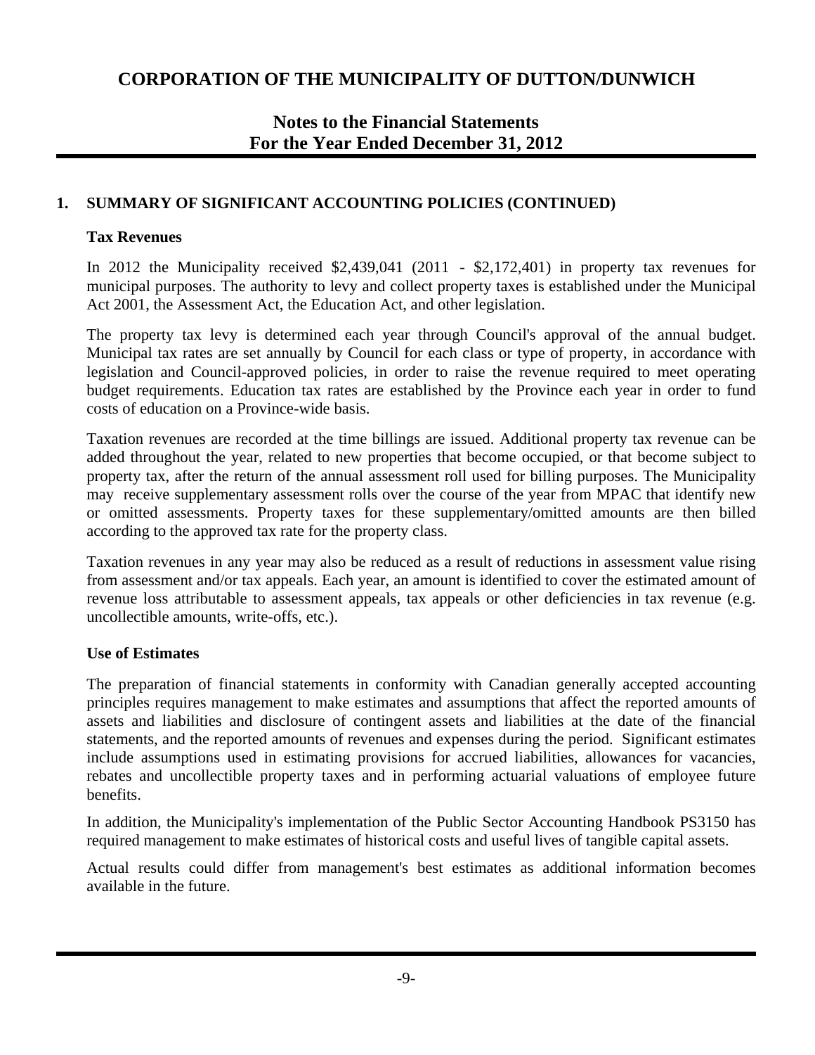# CORPORATION OF THE MUNICIPALITY OF DUTTON/DUNWICH

## Notes to the Financial Statements
## For the Year Ended December 31, 2012

### 1. SUMMARY OF SIGNIFICANT ACCOUNTING POLICIES (CONTINUED)

**Tax Revenues**

In 2012 the Municipality received $2,439,041 (2011 - $2,172,401) in property tax revenues for municipal purposes. The authority to levy and collect property taxes is established under the Municipal Act 2001, the Assessment Act, the Education Act, and other legislation.

The property tax levy is determined each year through Council's approval of the annual budget. Municipal tax rates are set annually by Council for each class or type of property, in accordance with legislation and Council-approved policies, in order to raise the revenue required to meet operating budget requirements. Education tax rates are established by the Province each year in order to fund costs of education on a Province-wide basis.

Taxation revenues are recorded at the time billings are issued. Additional property tax revenue can be added throughout the year, related to new properties that become occupied, or that become subject to property tax, after the return of the annual assessment roll used for billing purposes. The Municipality may receive supplementary assessment rolls over the course of the year from MPAC that identify new or omitted assessments. Property taxes for these supplementary/omitted amounts are then billed according to the approved tax rate for the property class.

Taxation revenues in any year may also be reduced as a result of reductions in assessment value rising from assessment and/or tax appeals. Each year, an amount is identified to cover the estimated amount of revenue loss attributable to assessment appeals, tax appeals or other deficiencies in tax revenue (e.g. uncollectible amounts, write-offs, etc.).

**Use of Estimates**

The preparation of financial statements in conformity with Canadian generally accepted accounting principles requires management to make estimates and assumptions that affect the reported amounts of assets and liabilities and disclosure of contingent assets and liabilities at the date of the financial statements, and the reported amounts of revenues and expenses during the period. Significant estimates include assumptions used in estimating provisions for accrued liabilities, allowances for vacancies, rebates and uncollectible property taxes and in performing actuarial valuations of employee future benefits.

In addition, the Municipality's implementation of the Public Sector Accounting Handbook PS3150 has required management to make estimates of historical costs and useful lives of tangible capital assets.

Actual results could differ from management's best estimates as additional information becomes available in the future.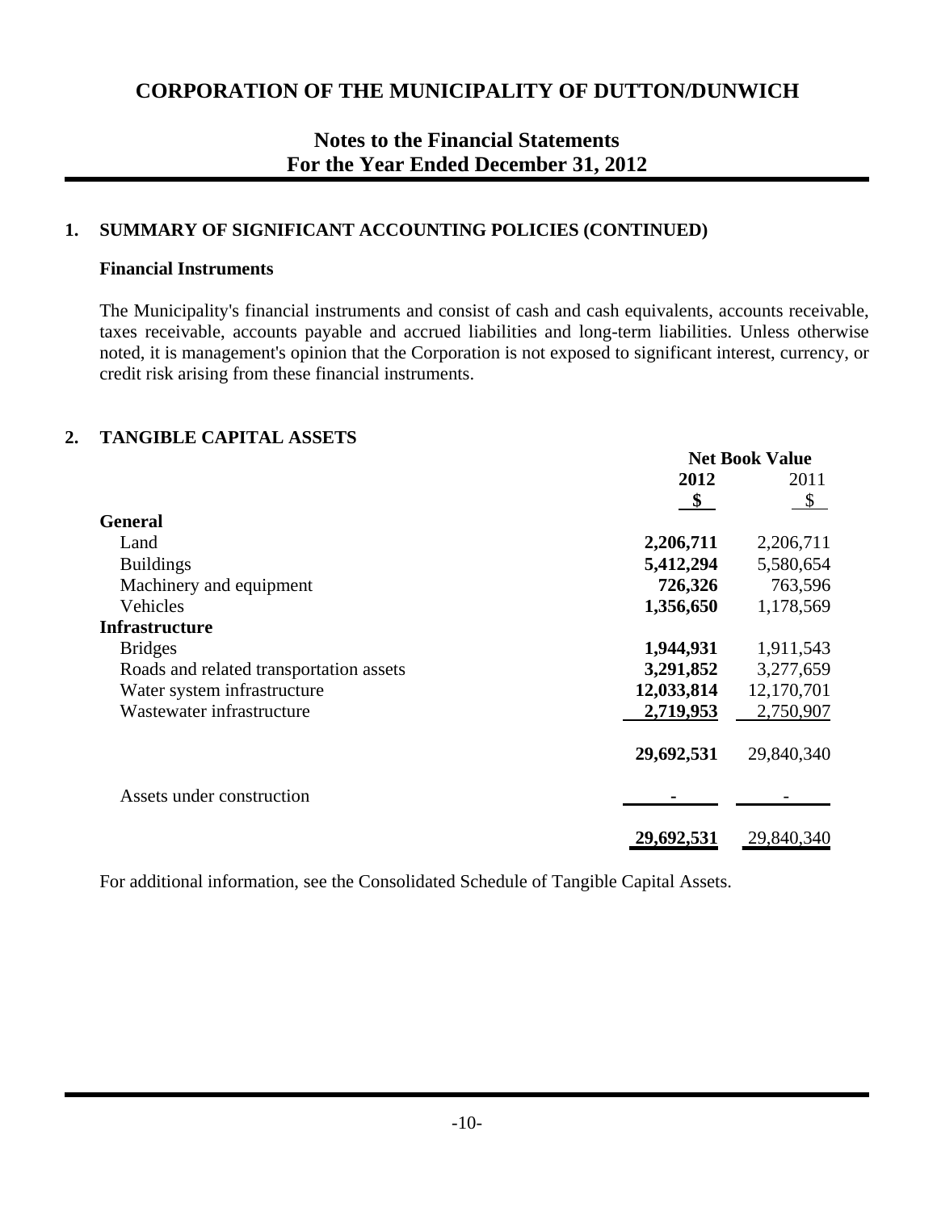# CORPORATION OF THE MUNICIPALITY OF DUTTON/DUNWICH

## Notes to the Financial Statements
## For the Year Ended December 31, 2012

### 1. SUMMARY OF SIGNIFICANT ACCOUNTING POLICIES (CONTINUED)

**Financial Instruments**

The Municipality's financial instruments and consist of cash and cash equivalents, accounts receivable, taxes receivable, accounts payable and accrued liabilities and long-term liabilities. Unless otherwise noted, it is management's opinion that the Corporation is not exposed to significant interest, currency, or credit risk arising from these financial instruments.

### 2. TANGIBLE CAPITAL ASSETS

| | Net Book Value | |
|---|---|---|
| | **2012** | 2011 |
| | **$** | $ |
| **General** | | |
| Land | **2,206,711** | 2,206,711 |
| Buildings | **5,412,294** | 5,580,654 |
| Machinery and equipment | **726,326** | 763,596 |
| Vehicles | **1,356,650** | 1,178,569 |
| **Infrastructure** | | |
| Bridges | **1,944,931** | 1,911,543 |
| Roads and related transportation assets | **3,291,852** | 3,277,659 |
| Water system infrastructure | **12,033,814** | 12,170,701 |
| Wastewater infrastructure | **2,719,953** | 2,750,907 |
| | **29,692,531** | 29,840,340 |
| Assets under construction | **-** | - |
| | **29,692,531** | 29,840,340 |

For additional information, see the Consolidated Schedule of Tangible Capital Assets.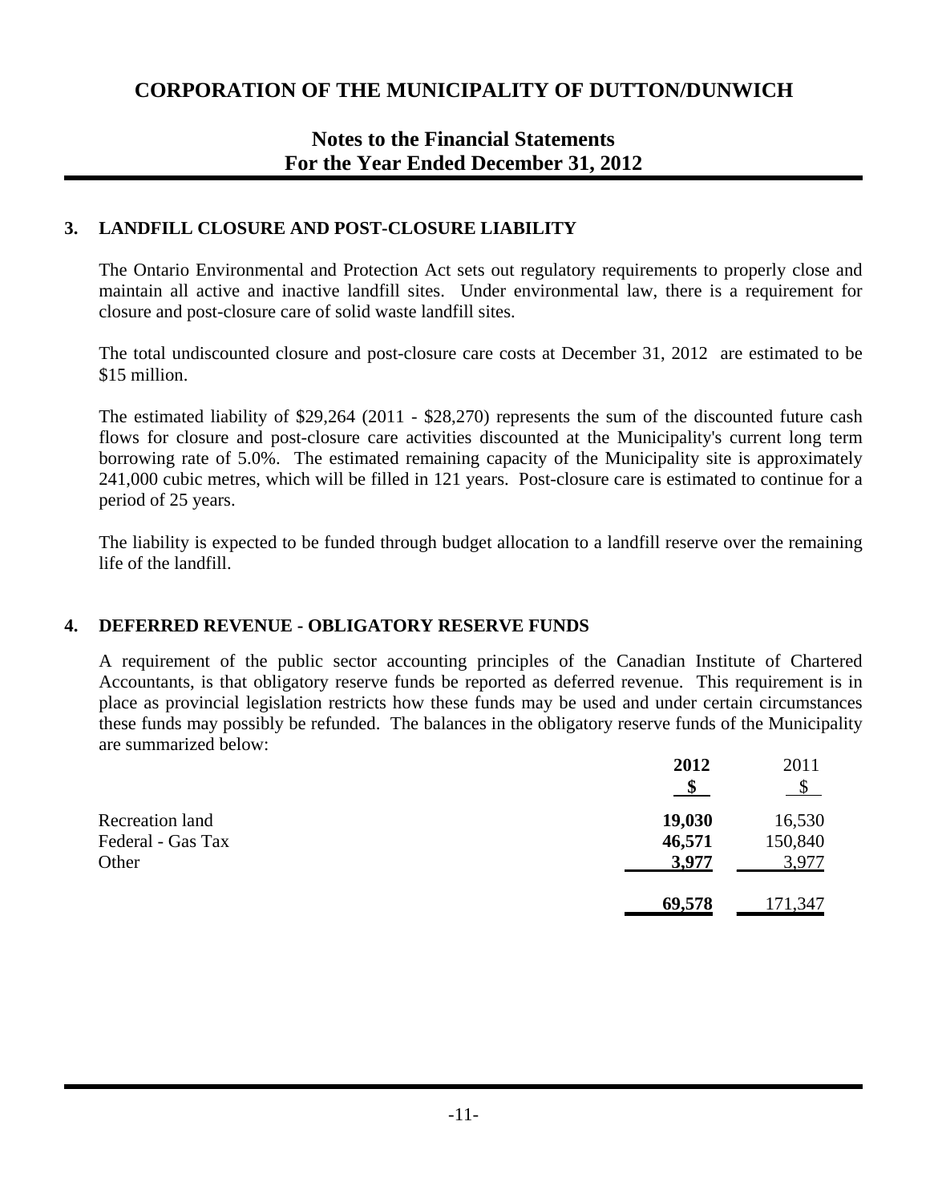# CORPORATION OF THE MUNICIPALITY OF DUTTON/DUNWICH

## Notes to the Financial Statements
## For the Year Ended December 31, 2012

### 3. LANDFILL CLOSURE AND POST-CLOSURE LIABILITY

The Ontario Environmental and Protection Act sets out regulatory requirements to properly close and maintain all active and inactive landfill sites. Under environmental law, there is a requirement for closure and post-closure care of solid waste landfill sites.

The total undiscounted closure and post-closure care costs at December 31, 2012 are estimated to be $15 million.

The estimated liability of $29,264 (2011 - $28,270) represents the sum of the discounted future cash flows for closure and post-closure care activities discounted at the Municipality's current long term borrowing rate of 5.0%. The estimated remaining capacity of the Municipality site is approximately 241,000 cubic metres, which will be filled in 121 years. Post-closure care is estimated to continue for a period of 25 years.

The liability is expected to be funded through budget allocation to a landfill reserve over the remaining life of the landfill.

### 4. DEFERRED REVENUE - OBLIGATORY RESERVE FUNDS

A requirement of the public sector accounting principles of the Canadian Institute of Chartered Accountants, is that obligatory reserve funds be reported as deferred revenue. This requirement is in place as provincial legislation restricts how these funds may be used and under certain circumstances these funds may possibly be refunded. The balances in the obligatory reserve funds of the Municipality are summarized below:

| | 2012 | 2011 |
|---|---|---|
| | $ | $ |
| Recreation land | **19,030** | 16,530 |
| Federal - Gas Tax | **46,571** | 150,840 |
| Other | **3,977** | 3,977 |
| | **69,578** | 171,347 |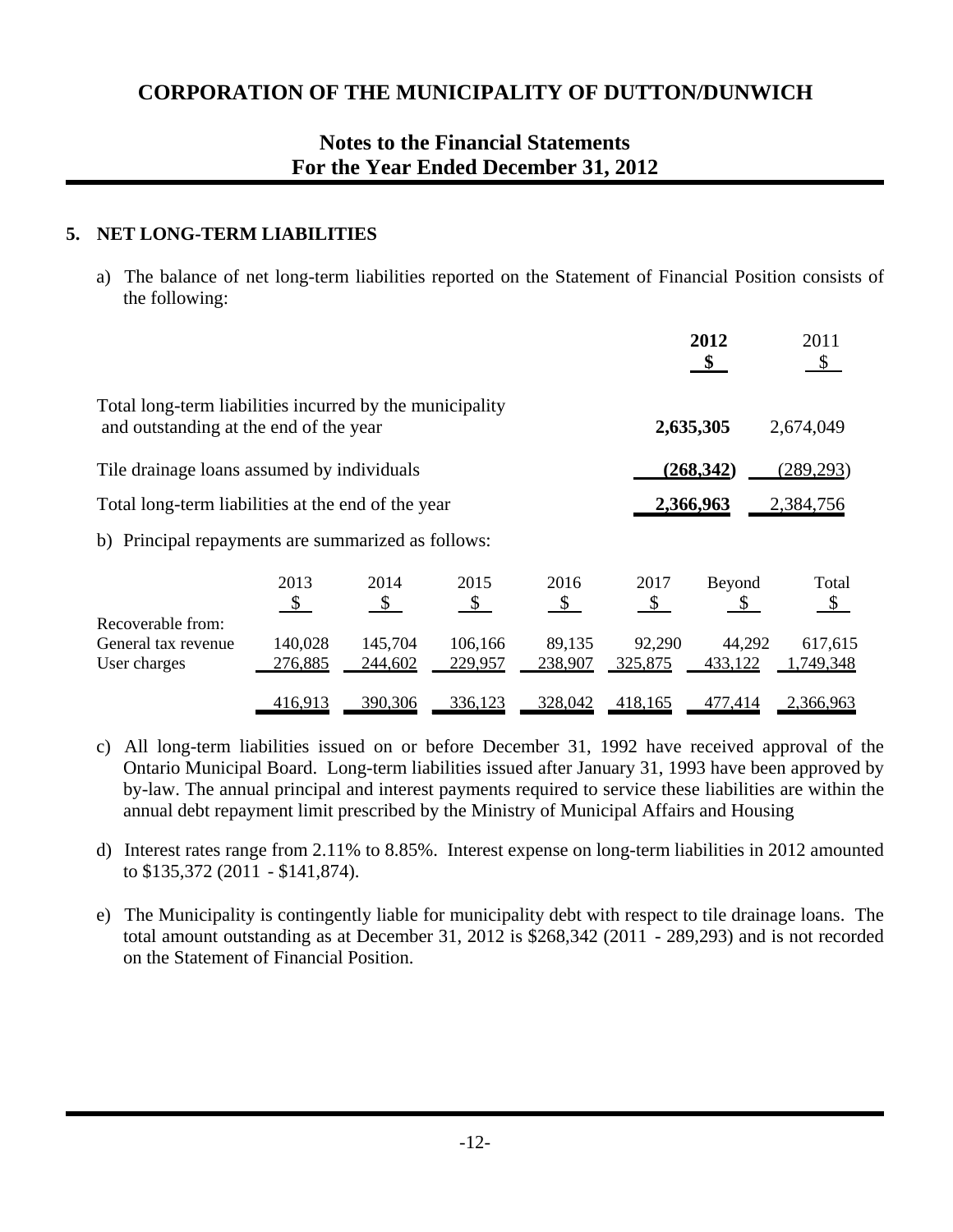# CORPORATION OF THE MUNICIPALITY OF DUTTON/DUNWICH

## Notes to the Financial Statements
## For the Year Ended December 31, 2012

### 5. NET LONG-TERM LIABILITIES

a) The balance of net long-term liabilities reported on the Statement of Financial Position consists of the following:

| | **2012** | 2011 |
|---|---|---|
| | **$** | $ |
| Total long-term liabilities incurred by the municipality and outstanding at the end of the year | **2,635,305** | 2,674,049 |
| Tile drainage loans assumed by individuals | **(268,342)** | (289,293) |
| Total long-term liabilities at the end of the year | **2,366,963** | 2,384,756 |

b) Principal repayments are summarized as follows:

| | 2013 | 2014 | 2015 | 2016 | 2017 | Beyond | Total |
|---|---|---|---|---|---|---|---|
| | $ | $ | $ | $ | $ | $ | $ |
| Recoverable from: | | | | | | | |
| General tax revenue | 140,028 | 145,704 | 106,166 | 89,135 | 92,290 | 44,292 | 617,615 |
| User charges | 276,885 | 244,602 | 229,957 | 238,907 | 325,875 | 433,122 | 1,749,348 |
| | 416,913 | 390,306 | 336,123 | 328,042 | 418,165 | 477,414 | 2,366,963 |

c) All long-term liabilities issued on or before December 31, 1992 have received approval of the Ontario Municipal Board. Long-term liabilities issued after January 31, 1993 have been approved by by-law. The annual principal and interest payments required to service these liabilities are within the annual debt repayment limit prescribed by the Ministry of Municipal Affairs and Housing

d) Interest rates range from 2.11% to 8.85%. Interest expense on long-term liabilities in 2012 amounted to $135,372 (2011 - $141,874).

e) The Municipality is contingently liable for municipality debt with respect to tile drainage loans. The total amount outstanding as at December 31, 2012 is $268,342 (2011 - 289,293) and is not recorded on the Statement of Financial Position.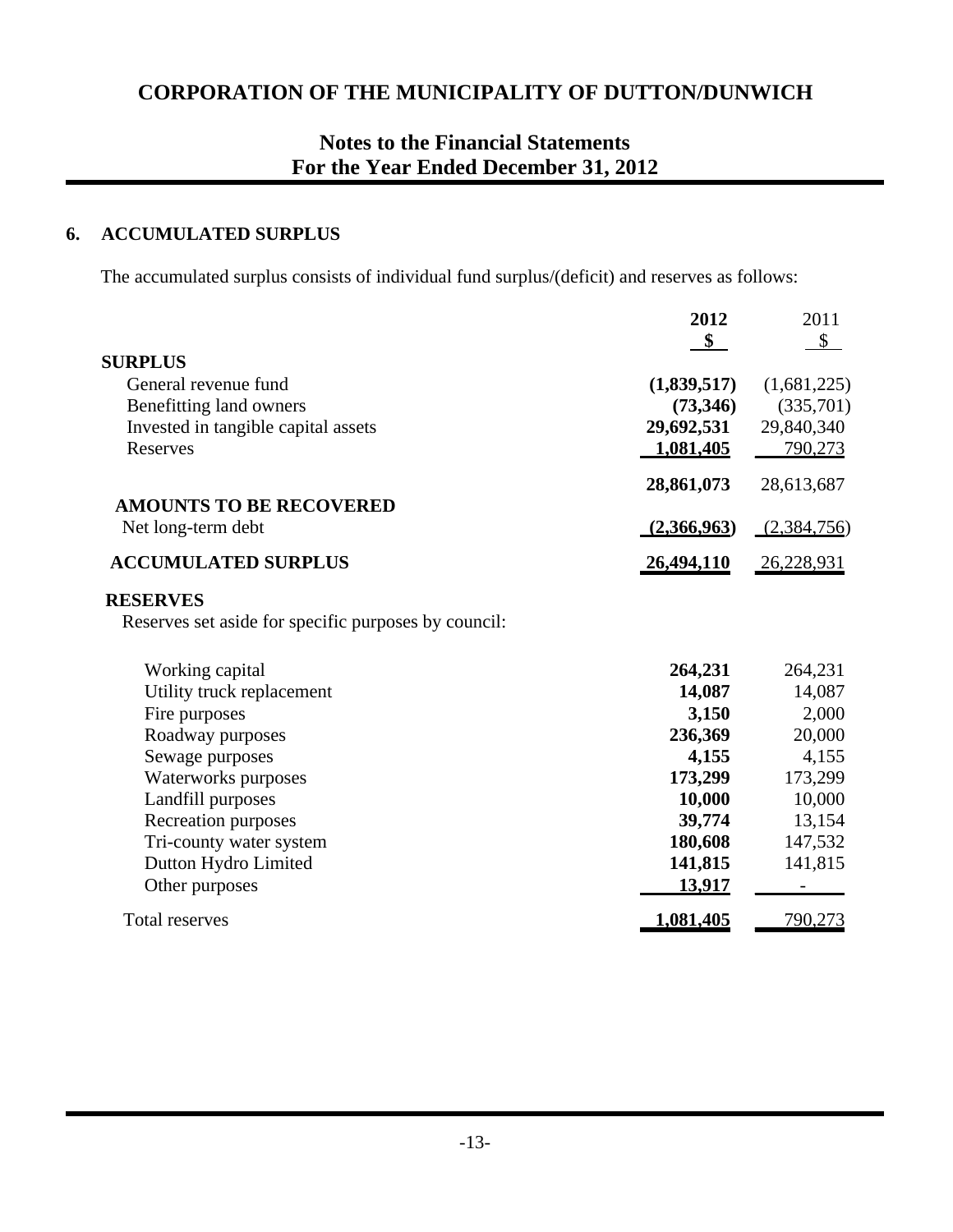# CORPORATION OF THE MUNICIPALITY OF DUTTON/DUNWICH

## Notes to the Financial Statements
## For the Year Ended December 31, 2012

### 6. ACCUMULATED SURPLUS

The accumulated surplus consists of individual fund surplus/(deficit) and reserves as follows:

| | **2012** | 2011 |
|---|---|---|
| | **$** | $ |
| **SURPLUS** | | |
| General revenue fund | **(1,839,517)** | (1,681,225) |
| Benefitting land owners | **(73,346)** | (335,701) |
| Invested in tangible capital assets | **29,692,531** | 29,840,340 |
| Reserves | **1,081,405** | 790,273 |
| | **28,861,073** | 28,613,687 |
| **AMOUNTS TO BE RECOVERED** | | |
| Net long-term debt | **(2,366,963)** | (2,384,756) |
| **ACCUMULATED SURPLUS** | **26,494,110** | 26,228,931 |

**RESERVES**

Reserves set aside for specific purposes by council:

| | **2012** | 2011 |
|---|---|---|
| Working capital | **264,231** | 264,231 |
| Utility truck replacement | **14,087** | 14,087 |
| Fire purposes | **3,150** | 2,000 |
| Roadway purposes | **236,369** | 20,000 |
| Sewage purposes | **4,155** | 4,155 |
| Waterworks purposes | **173,299** | 173,299 |
| Landfill purposes | **10,000** | 10,000 |
| Recreation purposes | **39,774** | 13,154 |
| Tri-county water system | **180,608** | 147,532 |
| Dutton Hydro Limited | **141,815** | 141,815 |
| Other purposes | **13,917** | - |
| Total reserves | **1,081,405** | 790,273 |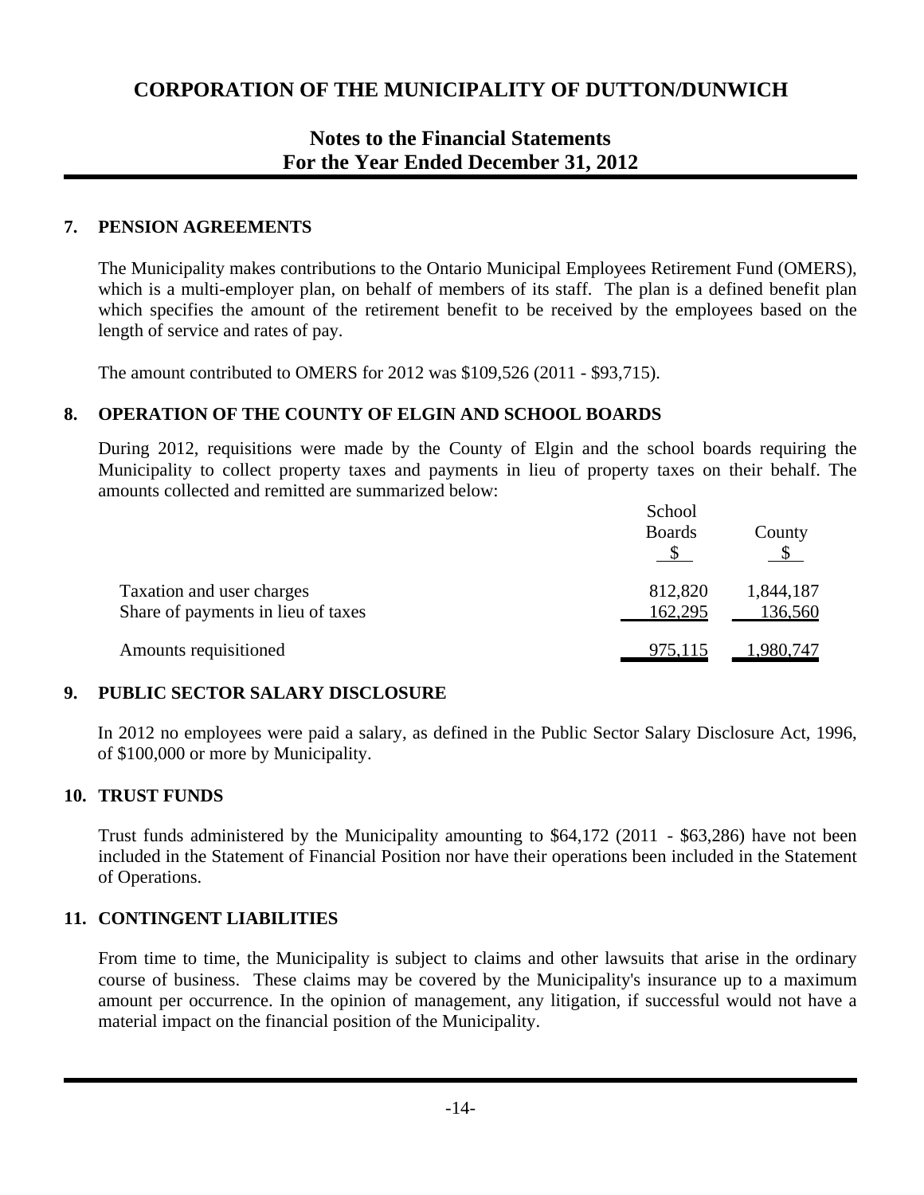# CORPORATION OF THE MUNICIPALITY OF DUTTON/DUNWICH

## Notes to the Financial Statements
## For the Year Ended December 31, 2012

### 7. PENSION AGREEMENTS

The Municipality makes contributions to the Ontario Municipal Employees Retirement Fund (OMERS), which is a multi-employer plan, on behalf of members of its staff. The plan is a defined benefit plan which specifies the amount of the retirement benefit to be received by the employees based on the length of service and rates of pay.

The amount contributed to OMERS for 2012 was $109,526 (2011 - $93,715).

### 8. OPERATION OF THE COUNTY OF ELGIN AND SCHOOL BOARDS

During 2012, requisitions were made by the County of Elgin and the school boards requiring the Municipality to collect property taxes and payments in lieu of property taxes on their behalf. The amounts collected and remitted are summarized below:

| | School Boards $ | County $ |
|---|---|---|
| Taxation and user charges | 812,820 | 1,844,187 |
| Share of payments in lieu of taxes | 162,295 | 136,560 |
| Amounts requisitioned | 975,115 | 1,980,747 |

### 9. PUBLIC SECTOR SALARY DISCLOSURE

In 2012 no employees were paid a salary, as defined in the Public Sector Salary Disclosure Act, 1996, of $100,000 or more by Municipality.

### 10. TRUST FUNDS

Trust funds administered by the Municipality amounting to $64,172 (2011 - $63,286) have not been included in the Statement of Financial Position nor have their operations been included in the Statement of Operations.

### 11. CONTINGENT LIABILITIES

From time to time, the Municipality is subject to claims and other lawsuits that arise in the ordinary course of business. These claims may be covered by the Municipality's insurance up to a maximum amount per occurrence. In the opinion of management, any litigation, if successful would not have a material impact on the financial position of the Municipality.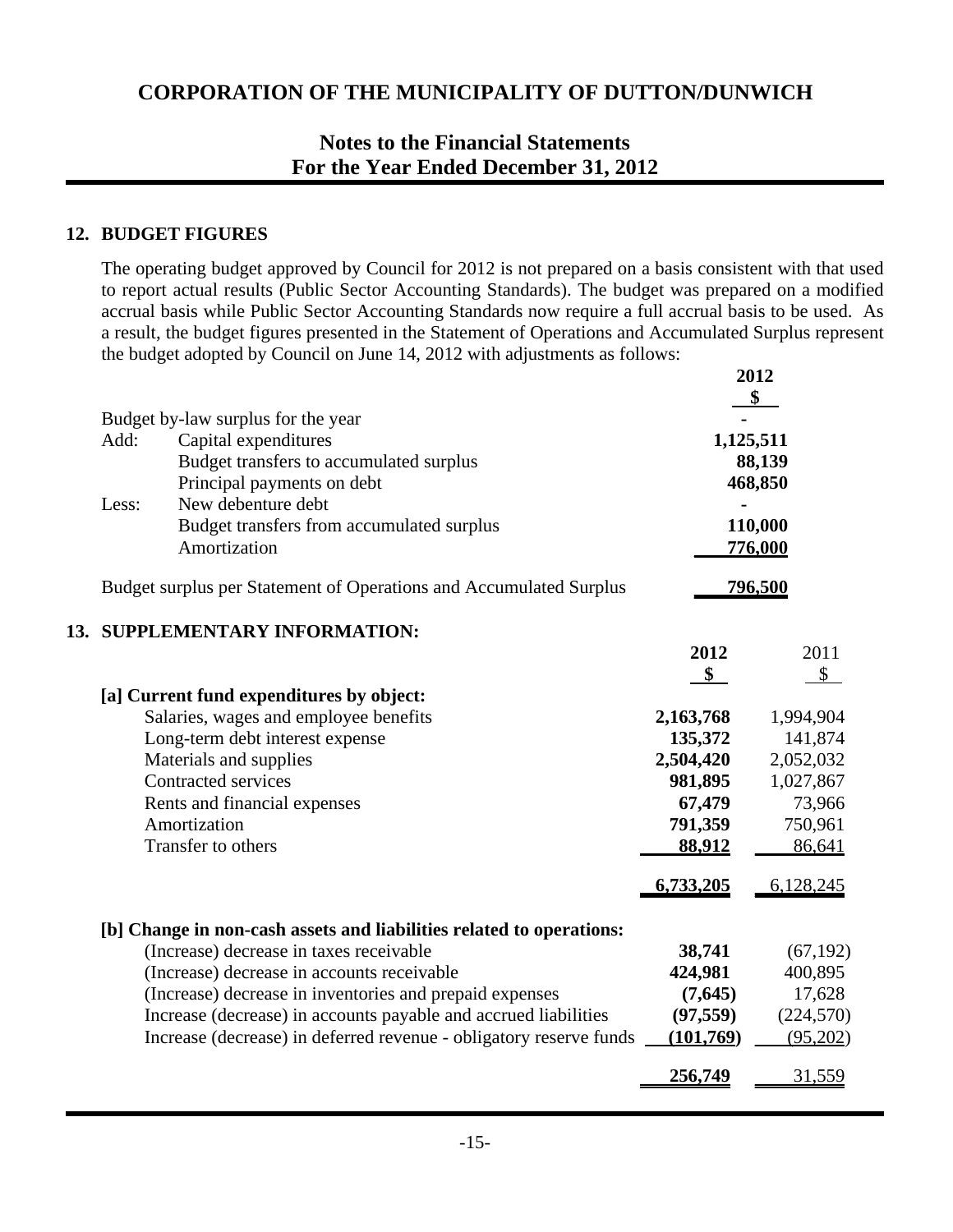# CORPORATION OF THE MUNICIPALITY OF DUTTON/DUNWICH

## Notes to the Financial Statements
## For the Year Ended December 31, 2012

### 12. BUDGET FIGURES

The operating budget approved by Council for 2012 is not prepared on a basis consistent with that used to report actual results (Public Sector Accounting Standards). The budget was prepared on a modified accrual basis while Public Sector Accounting Standards now require a full accrual basis to be used. As a result, the budget figures presented in the Statement of Operations and Accumulated Surplus represent the budget adopted by Council on June 14, 2012 with adjustments as follows:

| | | 2012 $ |
|---|---|---|
| Budget by-law surplus for the year | | - |
| Add: | Capital expenditures | **1,125,511** |
| | Budget transfers to accumulated surplus | **88,139** |
| | Principal payments on debt | **468,850** |
| Less: | New debenture debt | - |
| | Budget transfers from accumulated surplus | **110,000** |
| | Amortization | **776,000** |
| Budget surplus per Statement of Operations and Accumulated Surplus | | **796,500** |

### 13. SUPPLEMENTARY INFORMATION:

| | 2012 $ | 2011 $ |
|---|---|---|
| **[a] Current fund expenditures by object:** | | |
| Salaries, wages and employee benefits | **2,163,768** | 1,994,904 |
| Long-term debt interest expense | **135,372** | 141,874 |
| Materials and supplies | **2,504,420** | 2,052,032 |
| Contracted services | **981,895** | 1,027,867 |
| Rents and financial expenses | **67,479** | 73,966 |
| Amortization | **791,359** | 750,961 |
| Transfer to others | **88,912** | 86,641 |
| | **6,733,205** | 6,128,245 |
| **[b] Change in non-cash assets and liabilities related to operations:** | | |
| (Increase) decrease in taxes receivable | **38,741** | (67,192) |
| (Increase) decrease in accounts receivable | **424,981** | 400,895 |
| (Increase) decrease in inventories and prepaid expenses | **(7,645)** | 17,628 |
| Increase (decrease) in accounts payable and accrued liabilities | **(97,559)** | (224,570) |
| Increase (decrease) in deferred revenue - obligatory reserve funds | **(101,769)** | (95,202) |
| | **256,749** | 31,559 |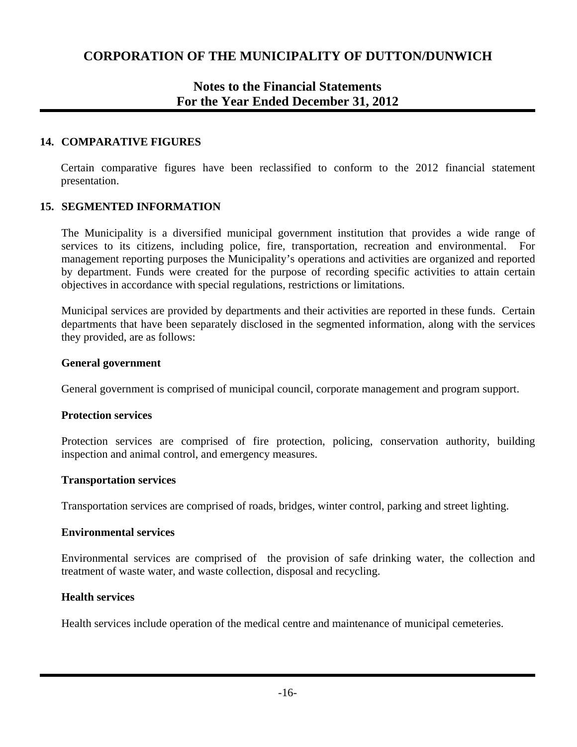## 14. COMPARATIVE FIGURES

Certain comparative figures have been reclassified to conform to the 2012 financial statement presentation.

## 15. SEGMENTED INFORMATION

The Municipality is a diversified municipal government institution that provides a wide range of services to its citizens, including police, fire, transportation, recreation and environmental. For management reporting purposes the Municipality's operations and activities are organized and reported by department. Funds were created for the purpose of recording specific activities to attain certain objectives in accordance with special regulations, restrictions or limitations.

Municipal services are provided by departments and their activities are reported in these funds. Certain departments that have been separately disclosed in the segmented information, along with the services they provided, are as follows:

**General government**

General government is comprised of municipal council, corporate management and program support.

**Protection services**

Protection services are comprised of fire protection, policing, conservation authority, building inspection and animal control, and emergency measures.

**Transportation services**

Transportation services are comprised of roads, bridges, winter control, parking and street lighting.

**Environmental services**

Environmental services are comprised of the provision of safe drinking water, the collection and treatment of waste water, and waste collection, disposal and recycling.

**Health services**

Health services include operation of the medical centre and maintenance of municipal cemeteries.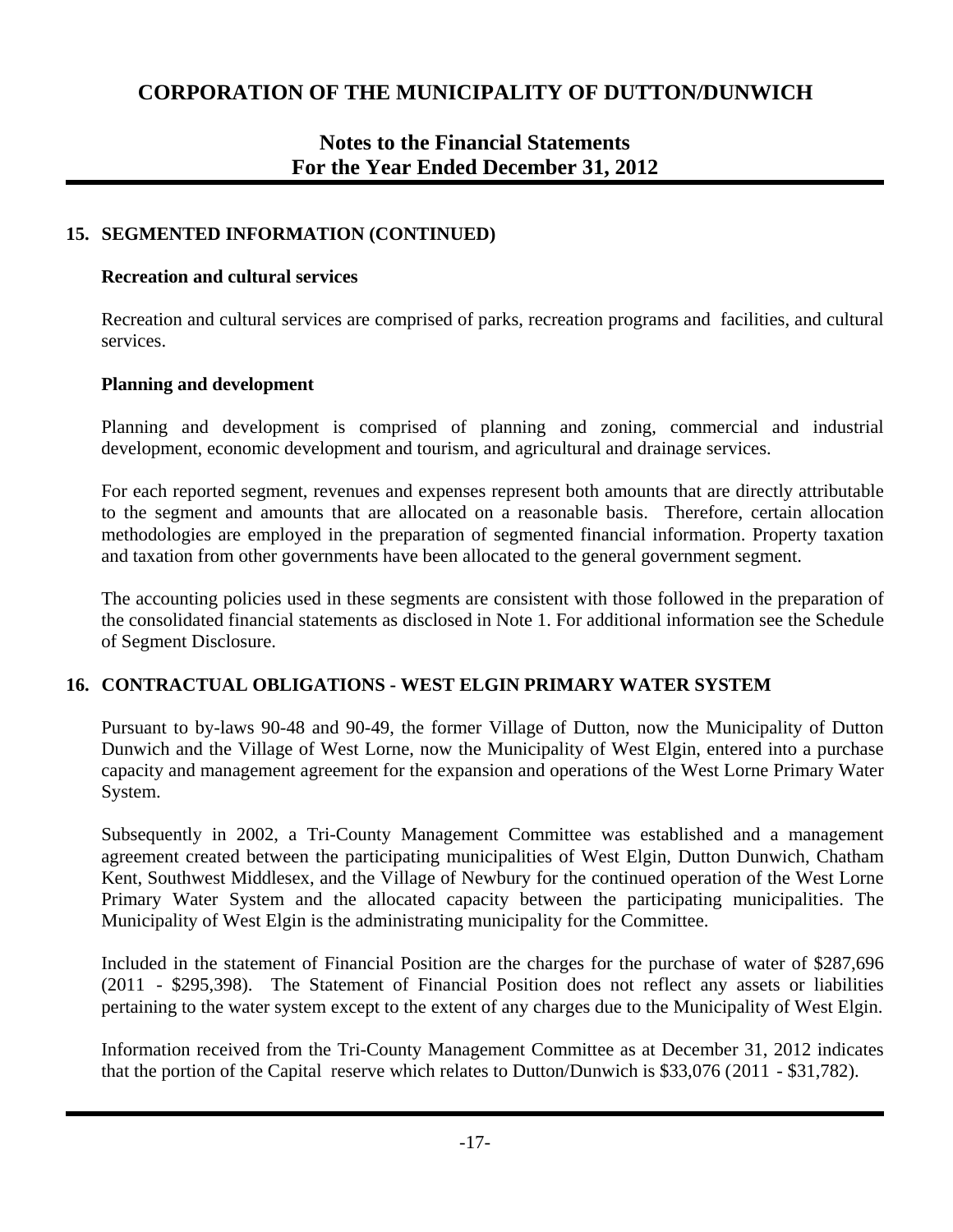# CORPORATION OF THE MUNICIPALITY OF DUTTON/DUNWICH

## Notes to the Financial Statements
## For the Year Ended December 31, 2012

### 15. SEGMENTED INFORMATION (CONTINUED)

**Recreation and cultural services**

Recreation and cultural services are comprised of parks, recreation programs and facilities, and cultural services.

**Planning and development**

Planning and development is comprised of planning and zoning, commercial and industrial development, economic development and tourism, and agricultural and drainage services.

For each reported segment, revenues and expenses represent both amounts that are directly attributable to the segment and amounts that are allocated on a reasonable basis. Therefore, certain allocation methodologies are employed in the preparation of segmented financial information. Property taxation and taxation from other governments have been allocated to the general government segment.

The accounting policies used in these segments are consistent with those followed in the preparation of the consolidated financial statements as disclosed in Note 1. For additional information see the Schedule of Segment Disclosure.

### 16. CONTRACTUAL OBLIGATIONS - WEST ELGIN PRIMARY WATER SYSTEM

Pursuant to by-laws 90-48 and 90-49, the former Village of Dutton, now the Municipality of Dutton Dunwich and the Village of West Lorne, now the Municipality of West Elgin, entered into a purchase capacity and management agreement for the expansion and operations of the West Lorne Primary Water System.

Subsequently in 2002, a Tri-County Management Committee was established and a management agreement created between the participating municipalities of West Elgin, Dutton Dunwich, Chatham Kent, Southwest Middlesex, and the Village of Newbury for the continued operation of the West Lorne Primary Water System and the allocated capacity between the participating municipalities. The Municipality of West Elgin is the administrating municipality for the Committee.

Included in the statement of Financial Position are the charges for the purchase of water of $287,696 (2011 - $295,398). The Statement of Financial Position does not reflect any assets or liabilities pertaining to the water system except to the extent of any charges due to the Municipality of West Elgin.

Information received from the Tri-County Management Committee as at December 31, 2012 indicates that the portion of the Capital reserve which relates to Dutton/Dunwich is $33,076 (2011 - $31,782).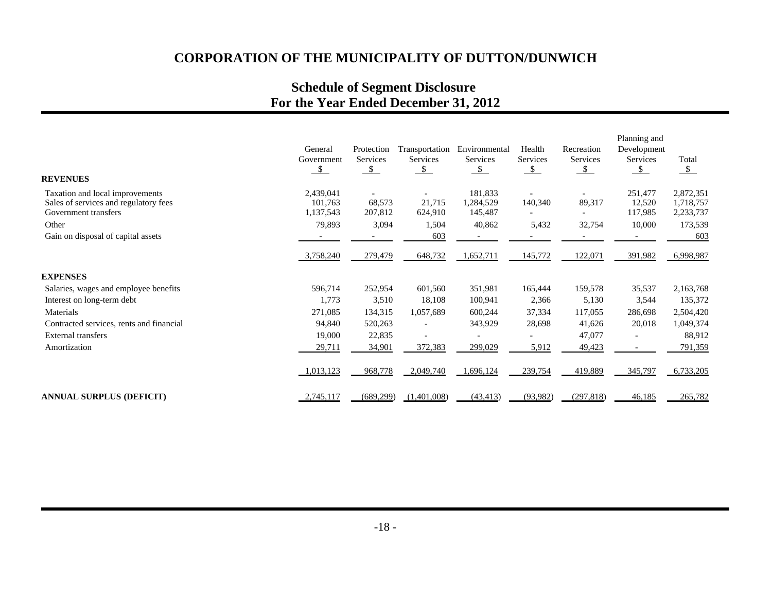# CORPORATION OF THE MUNICIPALITY OF DUTTON/DUNWICH

## Schedule of Segment Disclosure
## For the Year Ended December 31, 2012

| | General Government $ | Protection Services $ | Transportation Services $ | Environmental Services $ | Health Services $ | Recreation Services $ | Planning and Development Services $ | Total $ |
|---|---|---|---|---|---|---|---|---|
| **REVENUES** | | | | | | | | |
| Taxation and local improvements | 2,439,041 | - | - | 181,833 | - | - | 251,477 | 2,872,351 |
| Sales of services and regulatory fees | 101,763 | 68,573 | 21,715 | 1,284,529 | 140,340 | 89,317 | 12,520 | 1,718,757 |
| Government transfers | 1,137,543 | 207,812 | 624,910 | 145,487 | - | - | 117,985 | 2,233,737 |
| Other | 79,893 | 3,094 | 1,504 | 40,862 | 5,432 | 32,754 | 10,000 | 173,539 |
| Gain on disposal of capital assets | - | - | 603 | - | - | - | - | 603 |
| | 3,758,240 | 279,479 | 648,732 | 1,652,711 | 145,772 | 122,071 | 391,982 | 6,998,987 |
| **EXPENSES** | | | | | | | | |
| Salaries, wages and employee benefits | 596,714 | 252,954 | 601,560 | 351,981 | 165,444 | 159,578 | 35,537 | 2,163,768 |
| Interest on long-term debt | 1,773 | 3,510 | 18,108 | 100,941 | 2,366 | 5,130 | 3,544 | 135,372 |
| Materials | 271,085 | 134,315 | 1,057,689 | 600,244 | 37,334 | 117,055 | 286,698 | 2,504,420 |
| Contracted services, rents and financial | 94,840 | 520,263 | - | 343,929 | 28,698 | 41,626 | 20,018 | 1,049,374 |
| External transfers | 19,000 | 22,835 | - | - | - | 47,077 | - | 88,912 |
| Amortization | 29,711 | 34,901 | 372,383 | 299,029 | 5,912 | 49,423 | - | 791,359 |
| | 1,013,123 | 968,778 | 2,049,740 | 1,696,124 | 239,754 | 419,889 | 345,797 | 6,733,205 |
| **ANNUAL SURPLUS (DEFICIT)** | 2,745,117 | (689,299) | (1,401,008) | (43,413) | (93,982) | (297,818) | 46,185 | 265,782 |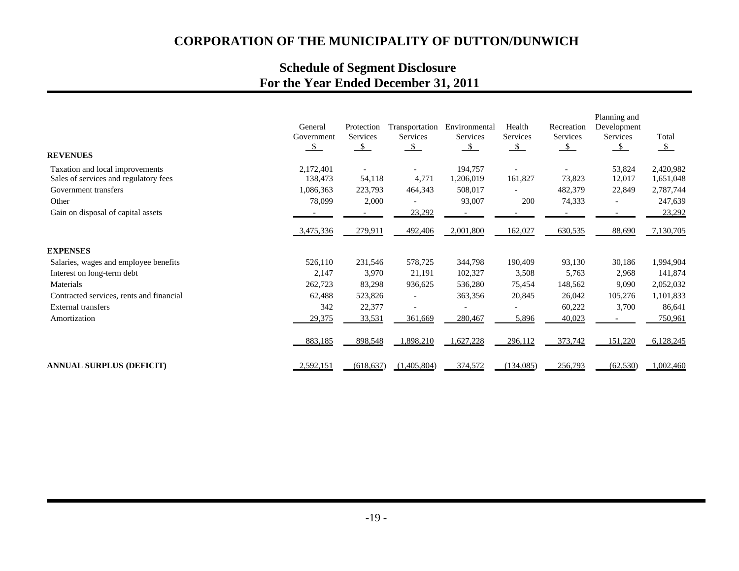# CORPORATION OF THE MUNICIPALITY OF DUTTON/DUNWICH

## Schedule of Segment Disclosure
## For the Year Ended December 31, 2011

| | General Government $ | Protection Services $ | Transportation Services $ | Environmental Services $ | Health Services $ | Recreation Services $ | Planning and Development Services $ | Total $ |
|---|---|---|---|---|---|---|---|---|
| **REVENUES** | | | | | | | | |
| Taxation and local improvements | 2,172,401 | - | - | 194,757 | - | - | 53,824 | 2,420,982 |
| Sales of services and regulatory fees | 138,473 | 54,118 | 4,771 | 1,206,019 | 161,827 | 73,823 | 12,017 | 1,651,048 |
| Government transfers | 1,086,363 | 223,793 | 464,343 | 508,017 | - | 482,379 | 22,849 | 2,787,744 |
| Other | 78,099 | 2,000 | - | 93,007 | 200 | 74,333 | - | 247,639 |
| Gain on disposal of capital assets | - | - | 23,292 | - | - | - | - | 23,292 |
| | 3,475,336 | 279,911 | 492,406 | 2,001,800 | 162,027 | 630,535 | 88,690 | 7,130,705 |
| **EXPENSES** | | | | | | | | |
| Salaries, wages and employee benefits | 526,110 | 231,546 | 578,725 | 344,798 | 190,409 | 93,130 | 30,186 | 1,994,904 |
| Interest on long-term debt | 2,147 | 3,970 | 21,191 | 102,327 | 3,508 | 5,763 | 2,968 | 141,874 |
| Materials | 262,723 | 83,298 | 936,625 | 536,280 | 75,454 | 148,562 | 9,090 | 2,052,032 |
| Contracted services, rents and financial | 62,488 | 523,826 | - | 363,356 | 20,845 | 26,042 | 105,276 | 1,101,833 |
| External transfers | 342 | 22,377 | - | - | - | 60,222 | 3,700 | 86,641 |
| Amortization | 29,375 | 33,531 | 361,669 | 280,467 | 5,896 | 40,023 | - | 750,961 |
| | 883,185 | 898,548 | 1,898,210 | 1,627,228 | 296,112 | 373,742 | 151,220 | 6,128,245 |
| **ANNUAL SURPLUS (DEFICIT)** | 2,592,151 | (618,637) | (1,405,804) | 374,572 | (134,085) | 256,793 | (62,530) | 1,002,460 |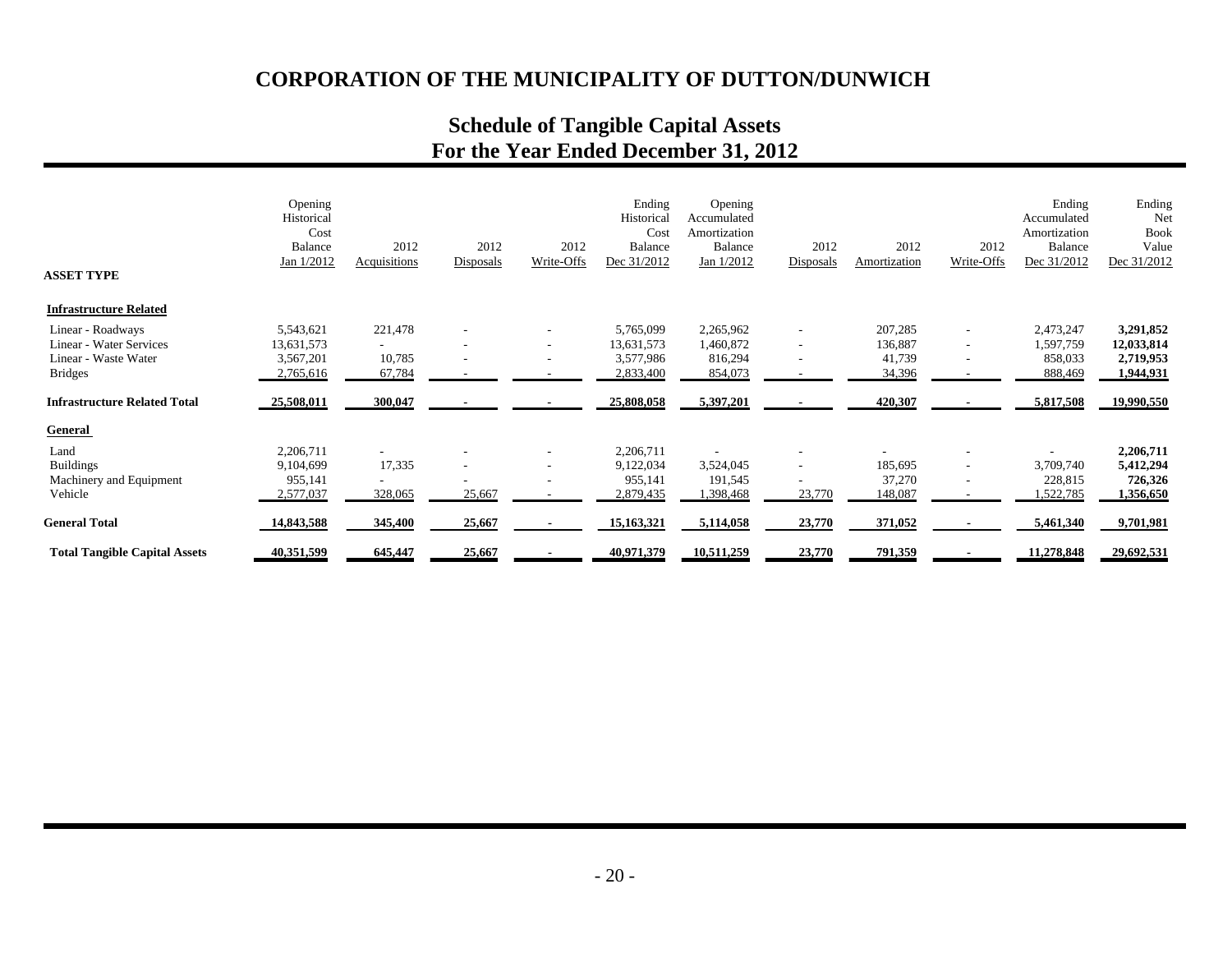# CORPORATION OF THE MUNICIPALITY OF DUTTON/DUNWICH

## Schedule of Tangible Capital Assets
## For the Year Ended December 31, 2012

| ASSET TYPE | Opening Historical Cost Balance Jan 1/2012 | 2012 Acquisitions | 2012 Disposals | 2012 Write-Offs | Ending Historical Cost Balance Dec 31/2012 | Opening Accumulated Amortization Balance Jan 1/2012 | 2012 Disposals | 2012 Amortization | 2012 Write-Offs | Ending Accumulated Amortization Balance Dec 31/2012 | Ending Net Book Value Dec 31/2012 |
|---|---|---|---|---|---|---|---|---|---|---|---|
| **Infrastructure Related** | | | | | | | | | | | |
| Linear - Roadways | 5,543,621 | 221,478 | - | - | 5,765,099 | 2,265,962 | - | 207,285 | - | 2,473,247 | **3,291,852** |
| Linear - Water Services | 13,631,573 | - | - | - | 13,631,573 | 1,460,872 | - | 136,887 | - | 1,597,759 | **12,033,814** |
| Linear - Waste Water | 3,567,201 | 10,785 | - | - | 3,577,986 | 816,294 | - | 41,739 | - | 858,033 | **2,719,953** |
| Bridges | 2,765,616 | 67,784 | - | - | 2,833,400 | 854,073 | - | 34,396 | - | 888,469 | **1,944,931** |
| **Infrastructure Related Total** | **25,508,011** | **300,047** | **-** | **-** | **25,808,058** | **5,397,201** | **-** | **420,307** | **-** | **5,817,508** | **19,990,550** |
| **General** | | | | | | | | | | | |
| Land | 2,206,711 | - | - | - | 2,206,711 | - | - | - | - | - | **2,206,711** |
| Buildings | 9,104,699 | 17,335 | - | - | 9,122,034 | 3,524,045 | - | 185,695 | - | 3,709,740 | **5,412,294** |
| Machinery and Equipment | 955,141 | - | - | - | 955,141 | 191,545 | - | 37,270 | - | 228,815 | **726,326** |
| Vehicle | 2,577,037 | 328,065 | 25,667 | - | 2,879,435 | 1,398,468 | 23,770 | 148,087 | - | 1,522,785 | **1,356,650** |
| **General Total** | **14,843,588** | **345,400** | **25,667** | **-** | **15,163,321** | **5,114,058** | **23,770** | **371,052** | **-** | **5,461,340** | **9,701,981** |
| **Total Tangible Capital Assets** | **40,351,599** | **645,447** | **25,667** | **-** | **40,971,379** | **10,511,259** | **23,770** | **791,359** | **-** | **11,278,848** | **29,692,531** |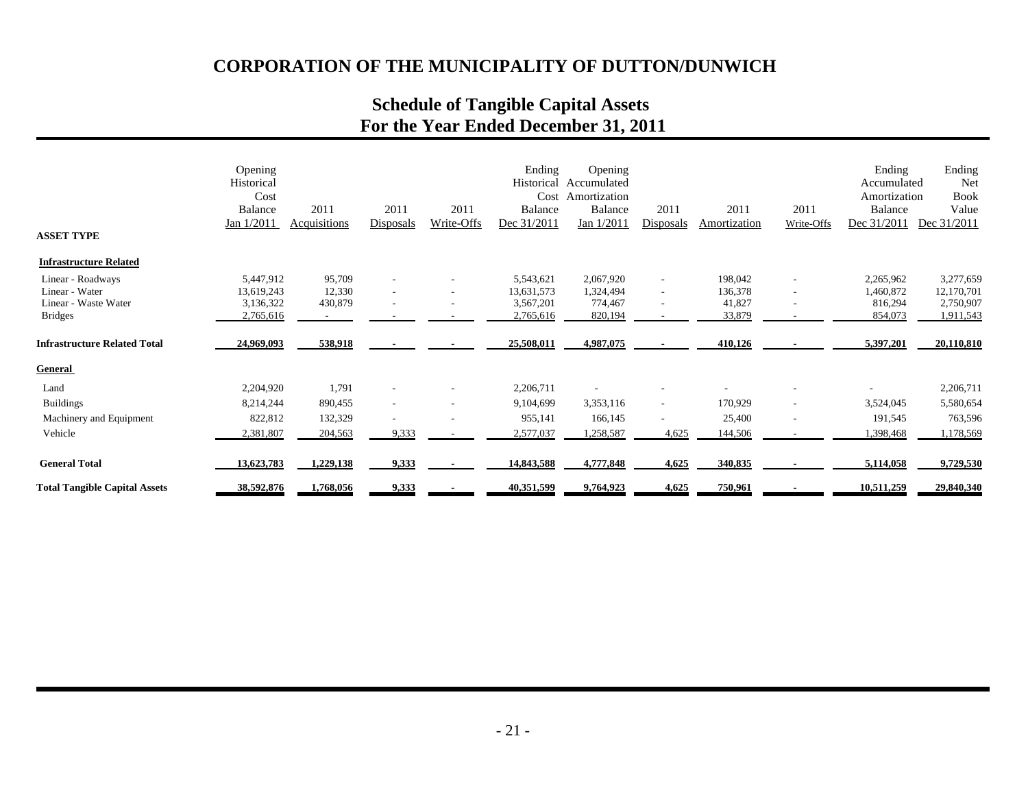# CORPORATION OF THE MUNICIPALITY OF DUTTON/DUNWICH

## Schedule of Tangible Capital Assets
## For the Year Ended December 31, 2011

| ASSET TYPE | Opening Historical Cost Balance Jan 1/2011 | 2011 Acquisitions | 2011 Disposals | 2011 Write-Offs | Ending Historical Cost Balance Dec 31/2011 | Opening Accumulated Amortization Balance Jan 1/2011 | 2011 Disposals | 2011 Amortization | 2011 Write-Offs | Ending Accumulated Amortization Balance Dec 31/2011 | Ending Net Book Value Dec 31/2011 |
|---|---|---|---|---|---|---|---|---|---|---|---|
| **Infrastructure Related** | | | | | | | | | | | |
| Linear - Roadways | 5,447,912 | 95,709 | - | - | 5,543,621 | 2,067,920 | - | 198,042 | - | 2,265,962 | 3,277,659 |
| Linear - Water | 13,619,243 | 12,330 | - | - | 13,631,573 | 1,324,494 | - | 136,378 | - | 1,460,872 | 12,170,701 |
| Linear - Waste Water | 3,136,322 | 430,879 | - | - | 3,567,201 | 774,467 | - | 41,827 | - | 816,294 | 2,750,907 |
| Bridges | 2,765,616 | - | - | - | 2,765,616 | 820,194 | - | 33,879 | - | 854,073 | 1,911,543 |
| **Infrastructure Related Total** | **24,969,093** | **538,918** | **-** | **-** | **25,508,011** | **4,987,075** | **-** | **410,126** | **-** | **5,397,201** | **20,110,810** |
| **General** | | | | | | | | | | | |
| Land | 2,204,920 | 1,791 | - | - | 2,206,711 | - | - | - | - | - | 2,206,711 |
| Buildings | 8,214,244 | 890,455 | - | - | 9,104,699 | 3,353,116 | - | 170,929 | - | 3,524,045 | 5,580,654 |
| Machinery and Equipment | 822,812 | 132,329 | - | - | 955,141 | 166,145 | - | 25,400 | - | 191,545 | 763,596 |
| Vehicle | 2,381,807 | 204,563 | 9,333 | - | 2,577,037 | 1,258,587 | 4,625 | 144,506 | - | 1,398,468 | 1,178,569 |
| **General Total** | **13,623,783** | **1,229,138** | **9,333** | **-** | **14,843,588** | **4,777,848** | **4,625** | **340,835** | **-** | **5,114,058** | **9,729,530** |
| **Total Tangible Capital Assets** | **38,592,876** | **1,768,056** | **9,333** | **-** | **40,351,599** | **9,764,923** | **4,625** | **750,961** | **-** | **10,511,259** | **29,840,340** |